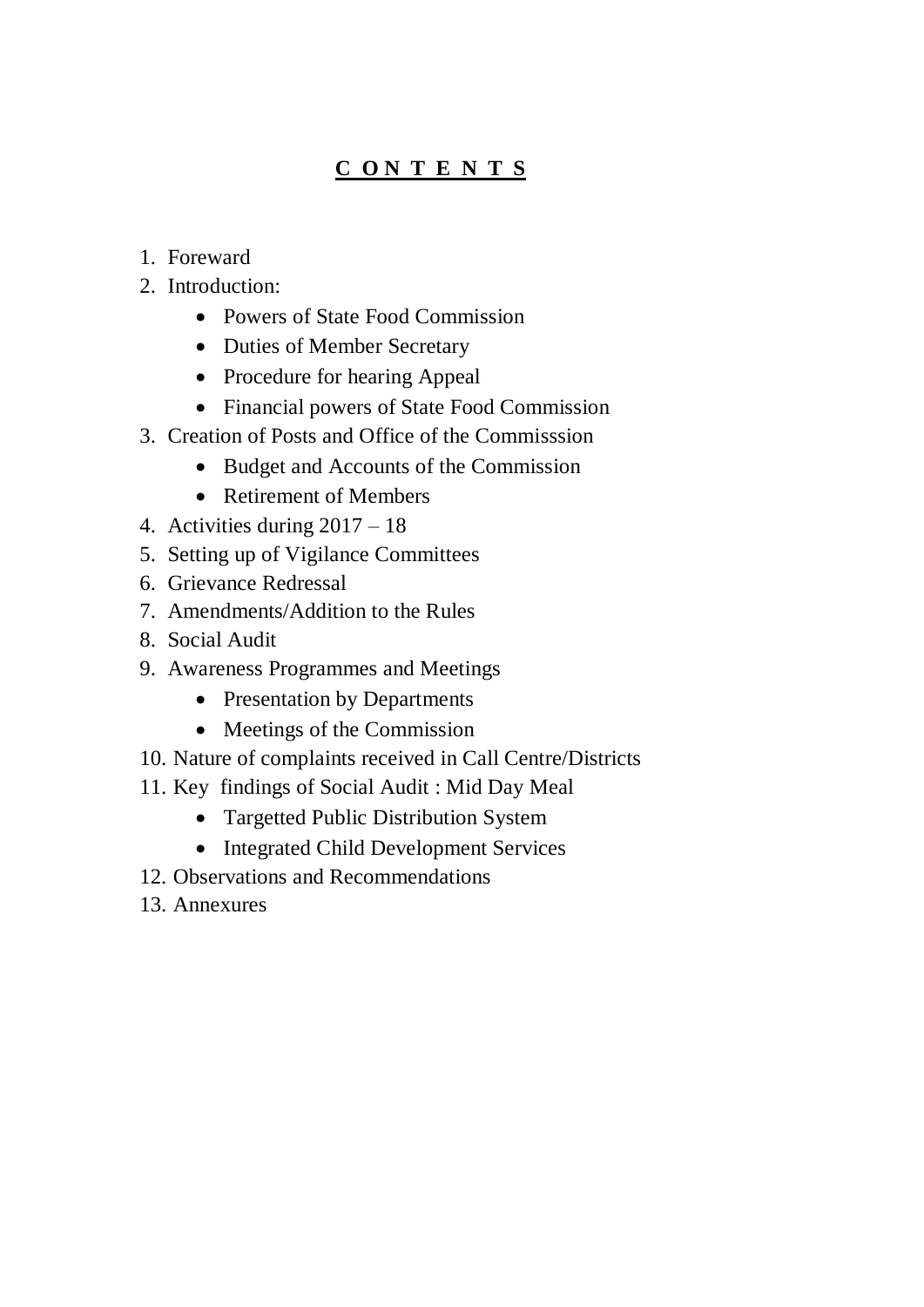# **C O N T E N T S**

1. Foreward
2. Introduction:
    - Powers of State Food Commission
    - Duties of Member Secretary
    - Procedure for hearing Appeal
    - Financial powers of State Food Commission
3. Creation of Posts and Office of the Commisssion
    - Budget and Accounts of the Commission
    - Retirement of Members
4. Activities during 2017 – 18
5. Setting up of Vigilance Committees
6. Grievance Redressal
7. Amendments/Addition to the Rules
8. Social Audit
9. Awareness Programmes and Meetings
    - Presentation by Departments
    - Meetings of the Commission
10. Nature of complaints received in Call Centre/Districts
11. Key findings of Social Audit : Mid Day Meal
    - Targetted Public Distribution System
    - Integrated Child Development Services
12. Observations and Recommendations
13. Annexures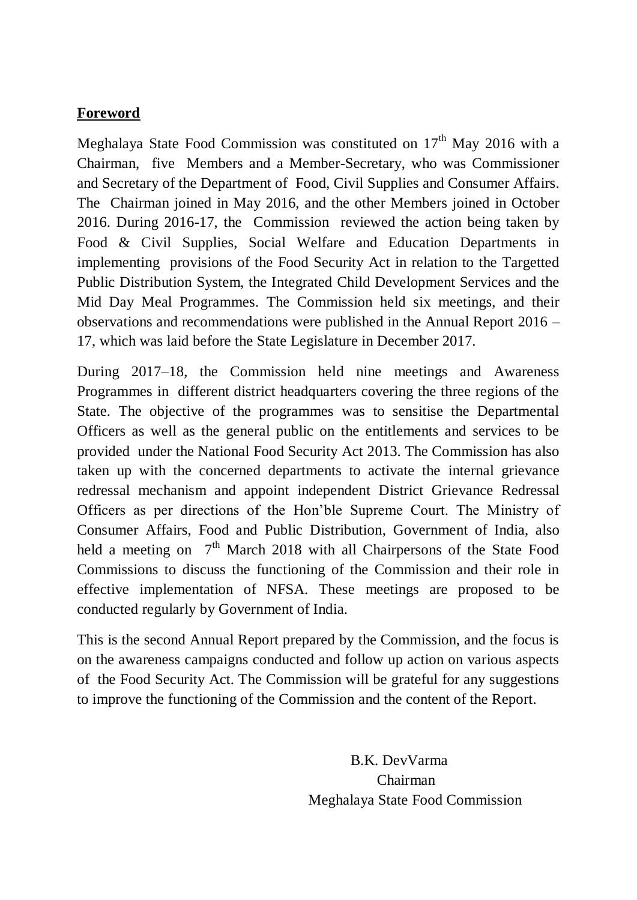## Foreword

Meghalaya State Food Commission was constituted on 17th May 2016 with a Chairman, five Members and a Member-Secretary, who was Commissioner and Secretary of the Department of Food, Civil Supplies and Consumer Affairs. The Chairman joined in May 2016, and the other Members joined in October 2016. During 2016-17, the Commission reviewed the action being taken by Food & Civil Supplies, Social Welfare and Education Departments in implementing provisions of the Food Security Act in relation to the Targetted Public Distribution System, the Integrated Child Development Services and the Mid Day Meal Programmes. The Commission held six meetings, and their observations and recommendations were published in the Annual Report 2016 – 17, which was laid before the State Legislature in December 2017.

During 2017–18, the Commission held nine meetings and Awareness Programmes in different district headquarters covering the three regions of the State. The objective of the programmes was to sensitise the Departmental Officers as well as the general public on the entitlements and services to be provided under the National Food Security Act 2013. The Commission has also taken up with the concerned departments to activate the internal grievance redressal mechanism and appoint independent District Grievance Redressal Officers as per directions of the Hon'ble Supreme Court. The Ministry of Consumer Affairs, Food and Public Distribution, Government of India, also held a meeting on 7th March 2018 with all Chairpersons of the State Food Commissions to discuss the functioning of the Commission and their role in effective implementation of NFSA. These meetings are proposed to be conducted regularly by Government of India.

This is the second Annual Report prepared by the Commission, and the focus is on the awareness campaigns conducted and follow up action on various aspects of the Food Security Act. The Commission will be grateful for any suggestions to improve the functioning of the Commission and the content of the Report.

B.K. DevVarma
Chairman
Meghalaya State Food Commission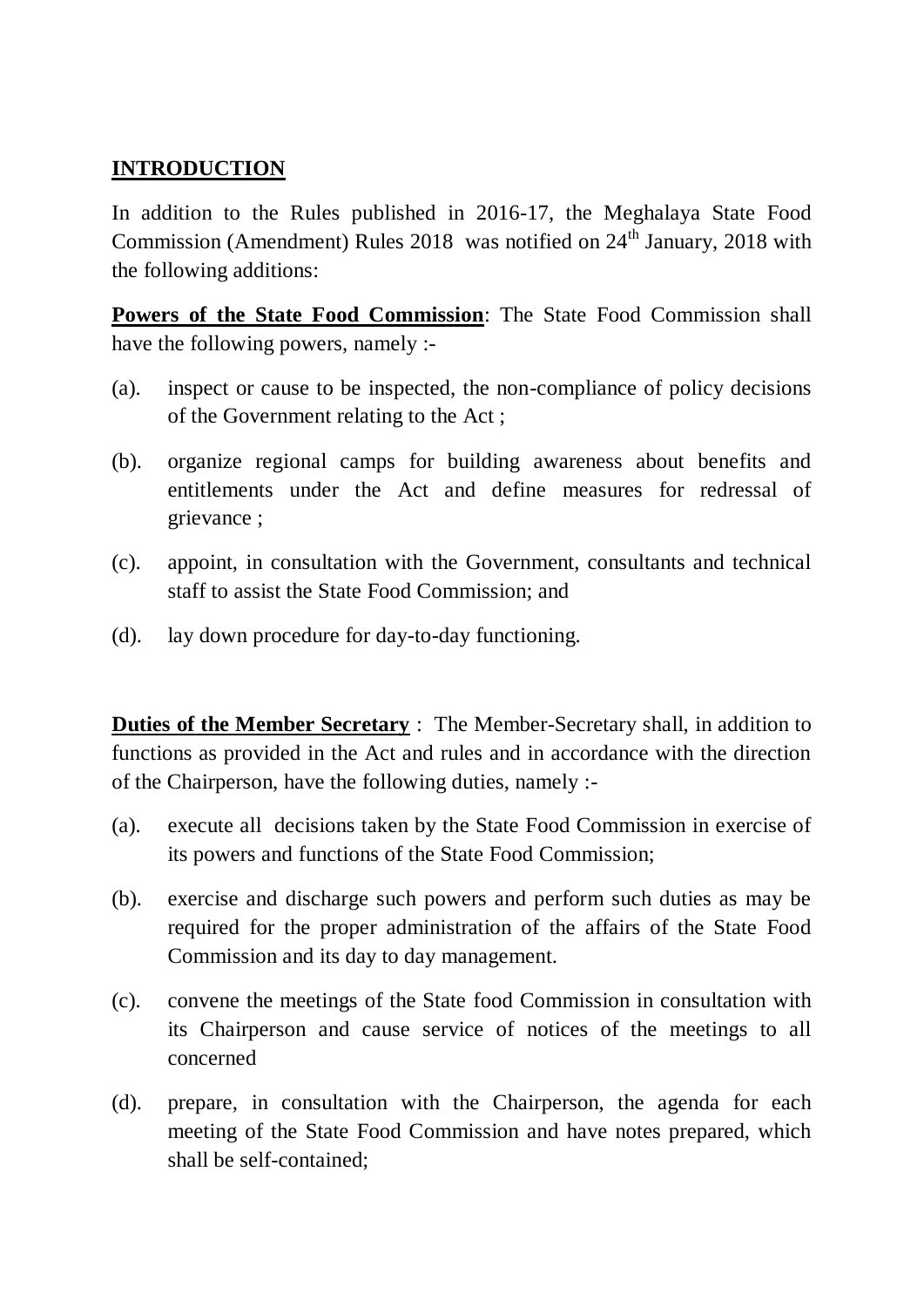## INTRODUCTION

In addition to the Rules published in 2016-17, the Meghalaya State Food Commission (Amendment) Rules 2018 was notified on 24th January, 2018 with the following additions:

**Powers of the State Food Commission**: The State Food Commission shall have the following powers, namely :-

(a). inspect or cause to be inspected, the non-compliance of policy decisions of the Government relating to the Act ;

(b). organize regional camps for building awareness about benefits and entitlements under the Act and define measures for redressal of grievance ;

(c). appoint, in consultation with the Government, consultants and technical staff to assist the State Food Commission; and

(d). lay down procedure for day-to-day functioning.

**Duties of the Member Secretary** : The Member-Secretary shall, in addition to functions as provided in the Act and rules and in accordance with the direction of the Chairperson, have the following duties, namely :-

(a). execute all decisions taken by the State Food Commission in exercise of its powers and functions of the State Food Commission;

(b). exercise and discharge such powers and perform such duties as may be required for the proper administration of the affairs of the State Food Commission and its day to day management.

(c). convene the meetings of the State food Commission in consultation with its Chairperson and cause service of notices of the meetings to all concerned

(d). prepare, in consultation with the Chairperson, the agenda for each meeting of the State Food Commission and have notes prepared, which shall be self-contained;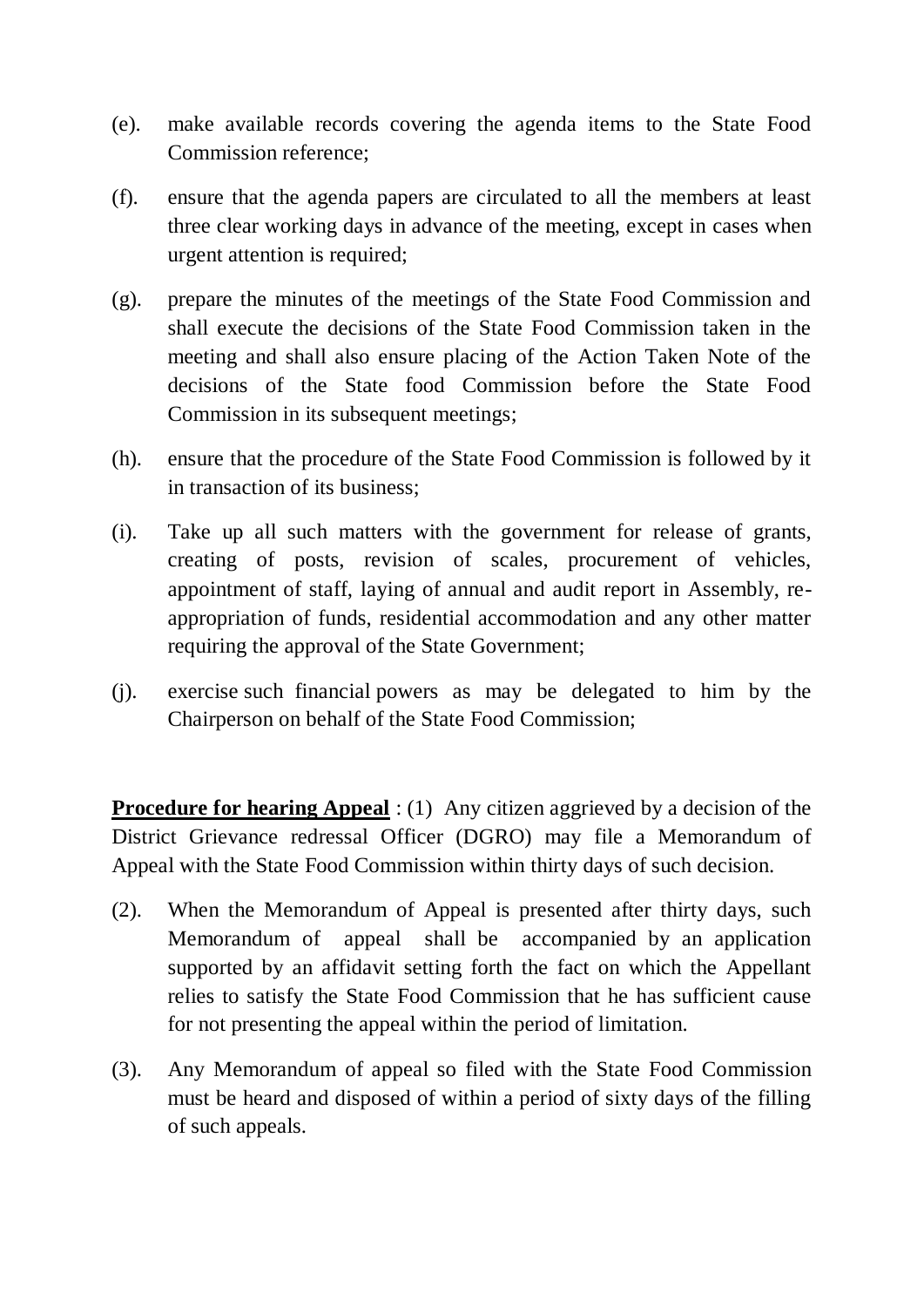(e). make available records covering the agenda items to the State Food Commission reference;

(f). ensure that the agenda papers are circulated to all the members at least three clear working days in advance of the meeting, except in cases when urgent attention is required;

(g). prepare the minutes of the meetings of the State Food Commission and shall execute the decisions of the State Food Commission taken in the meeting and shall also ensure placing of the Action Taken Note of the decisions of the State food Commission before the State Food Commission in its subsequent meetings;

(h). ensure that the procedure of the State Food Commission is followed by it in transaction of its business;

(i). Take up all such matters with the government for release of grants, creating of posts, revision of scales, procurement of vehicles, appointment of staff, laying of annual and audit report in Assembly, re-appropriation of funds, residential accommodation and any other matter requiring the approval of the State Government;

(j). exercise such financial powers as may be delegated to him by the Chairperson on behalf of the State Food Commission;

**Procedure for hearing Appeal** : (1) Any citizen aggrieved by a decision of the District Grievance redressal Officer (DGRO) may file a Memorandum of Appeal with the State Food Commission within thirty days of such decision.

(2). When the Memorandum of Appeal is presented after thirty days, such Memorandum of appeal shall be accompanied by an application supported by an affidavit setting forth the fact on which the Appellant relies to satisfy the State Food Commission that he has sufficient cause for not presenting the appeal within the period of limitation.

(3). Any Memorandum of appeal so filed with the State Food Commission must be heard and disposed of within a period of sixty days of the filling of such appeals.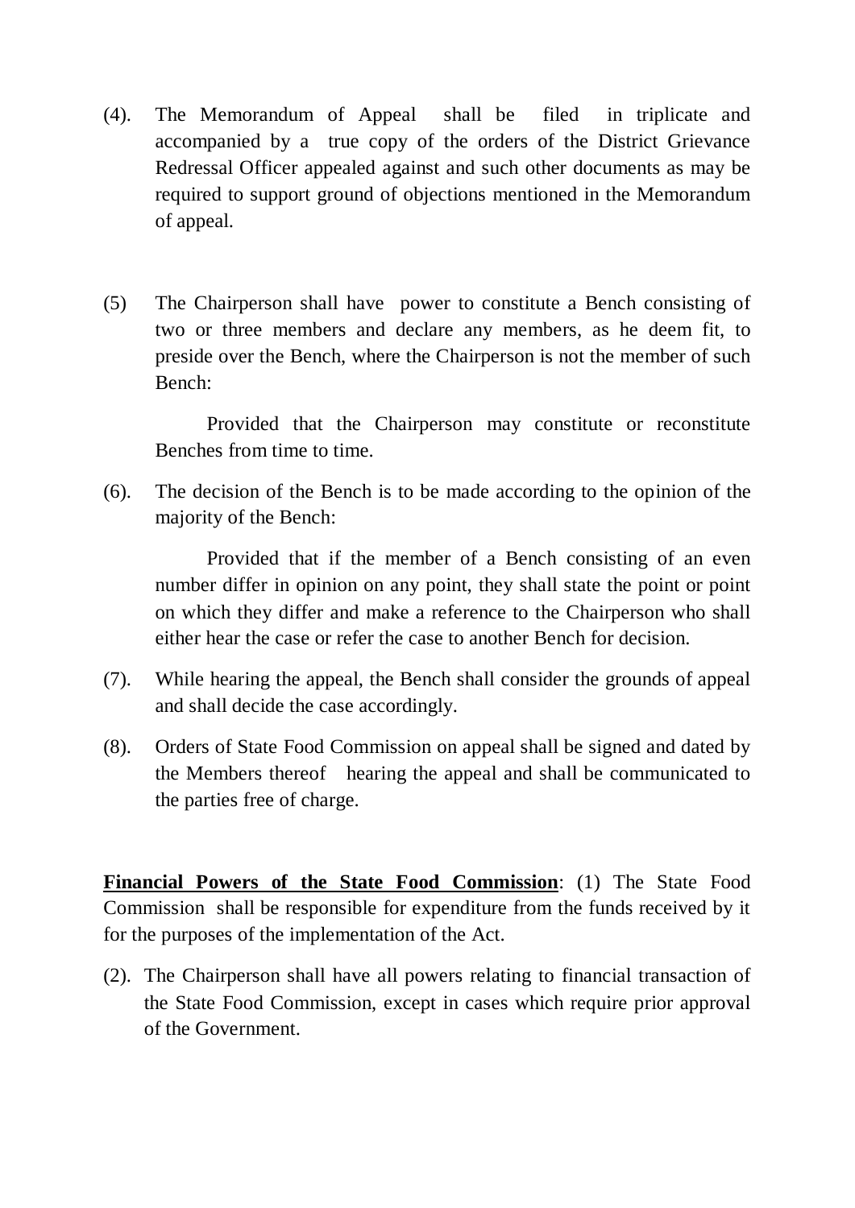(4). The Memorandum of Appeal shall be filed in triplicate and accompanied by a true copy of the orders of the District Grievance Redressal Officer appealed against and such other documents as may be required to support ground of objections mentioned in the Memorandum of appeal.

(5) The Chairperson shall have power to constitute a Bench consisting of two or three members and declare any members, as he deem fit, to preside over the Bench, where the Chairperson is not the member of such Bench:

Provided that the Chairperson may constitute or reconstitute Benches from time to time.

(6). The decision of the Bench is to be made according to the opinion of the majority of the Bench:

Provided that if the member of a Bench consisting of an even number differ in opinion on any point, they shall state the point or point on which they differ and make a reference to the Chairperson who shall either hear the case or refer the case to another Bench for decision.

(7). While hearing the appeal, the Bench shall consider the grounds of appeal and shall decide the case accordingly.

(8). Orders of State Food Commission on appeal shall be signed and dated by the Members thereof hearing the appeal and shall be communicated to the parties free of charge.

**Financial Powers of the State Food Commission**: (1) The State Food Commission shall be responsible for expenditure from the funds received by it for the purposes of the implementation of the Act.

(2). The Chairperson shall have all powers relating to financial transaction of the State Food Commission, except in cases which require prior approval of the Government.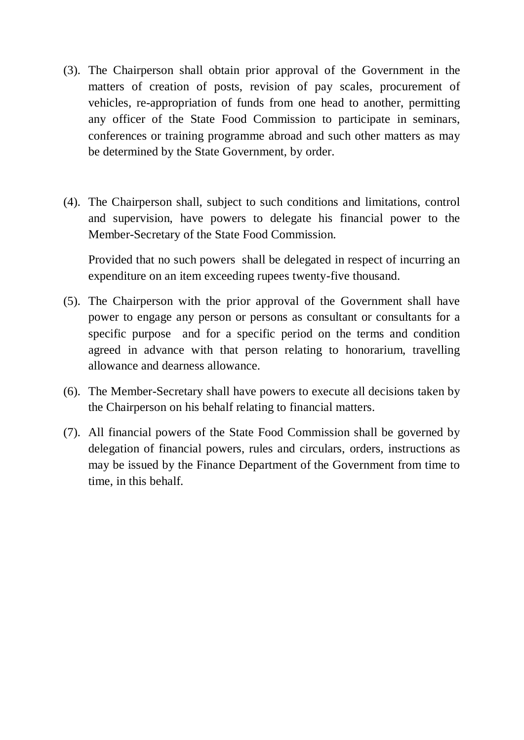(3). The Chairperson shall obtain prior approval of the Government in the matters of creation of posts, revision of pay scales, procurement of vehicles, re-appropriation of funds from one head to another, permitting any officer of the State Food Commission to participate in seminars, conferences or training programme abroad and such other matters as may be determined by the State Government, by order.

(4). The Chairperson shall, subject to such conditions and limitations, control and supervision, have powers to delegate his financial power to the Member-Secretary of the State Food Commission.

Provided that no such powers shall be delegated in respect of incurring an expenditure on an item exceeding rupees twenty-five thousand.

(5). The Chairperson with the prior approval of the Government shall have power to engage any person or persons as consultant or consultants for a specific purpose and for a specific period on the terms and condition agreed in advance with that person relating to honorarium, travelling allowance and dearness allowance.

(6). The Member-Secretary shall have powers to execute all decisions taken by the Chairperson on his behalf relating to financial matters.

(7). All financial powers of the State Food Commission shall be governed by delegation of financial powers, rules and circulars, orders, instructions as may be issued by the Finance Department of the Government from time to time, in this behalf.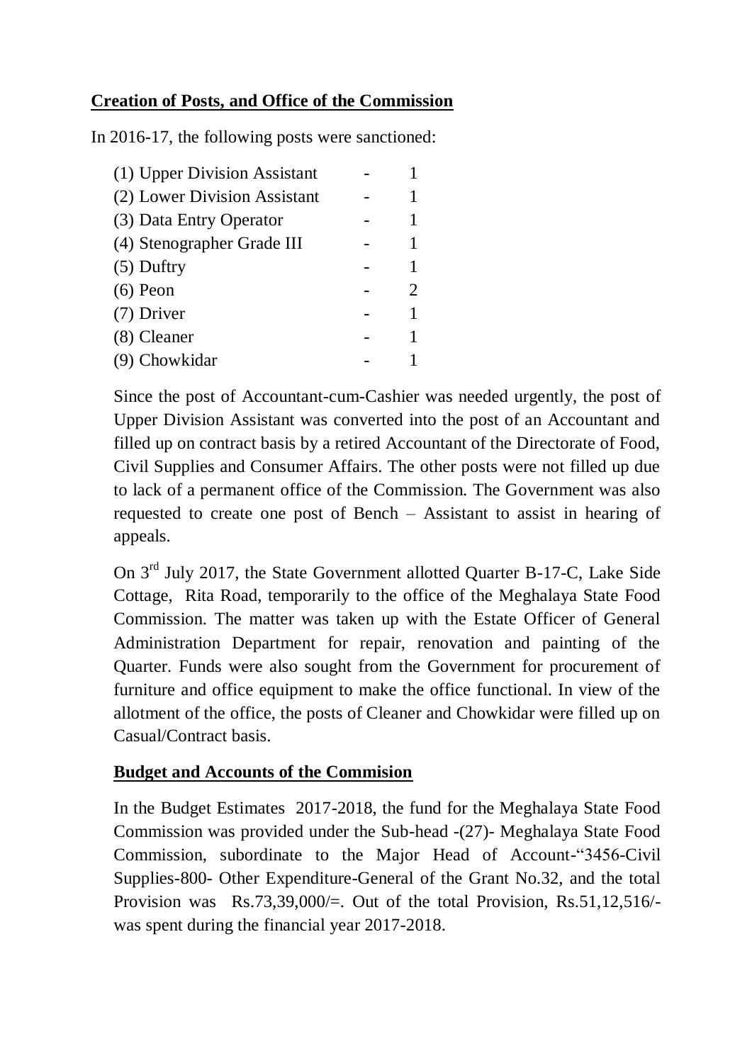**Creation of Posts, and Office of the Commission**

In 2016-17, the following posts were sanctioned:

| | | |
|---|---|---|
| (1) Upper Division Assistant | - | 1 |
| (2) Lower Division Assistant | - | 1 |
| (3) Data Entry Operator | - | 1 |
| (4) Stenographer Grade III | - | 1 |
| (5) Duftry | - | 1 |
| (6) Peon | - | 2 |
| (7) Driver | - | 1 |
| (8) Cleaner | - | 1 |
| (9) Chowkidar | - | 1 |

Since the post of Accountant-cum-Cashier was needed urgently, the post of Upper Division Assistant was converted into the post of an Accountant and filled up on contract basis by a retired Accountant of the Directorate of Food, Civil Supplies and Consumer Affairs. The other posts were not filled up due to lack of a permanent office of the Commission. The Government was also requested to create one post of Bench – Assistant to assist in hearing of appeals.

On 3rd July 2017, the State Government allotted Quarter B-17-C, Lake Side Cottage, Rita Road, temporarily to the office of the Meghalaya State Food Commission. The matter was taken up with the Estate Officer of General Administration Department for repair, renovation and painting of the Quarter. Funds were also sought from the Government for procurement of furniture and office equipment to make the office functional. In view of the allotment of the office, the posts of Cleaner and Chowkidar were filled up on Casual/Contract basis.

**Budget and Accounts of the Commision**

In the Budget Estimates 2017-2018, the fund for the Meghalaya State Food Commission was provided under the Sub-head -(27)- Meghalaya State Food Commission, subordinate to the Major Head of Account-"3456-Civil Supplies-800- Other Expenditure-General of the Grant No.32, and the total Provision was Rs.73,39,000/=. Out of the total Provision, Rs.51,12,516/- was spent during the financial year 2017-2018.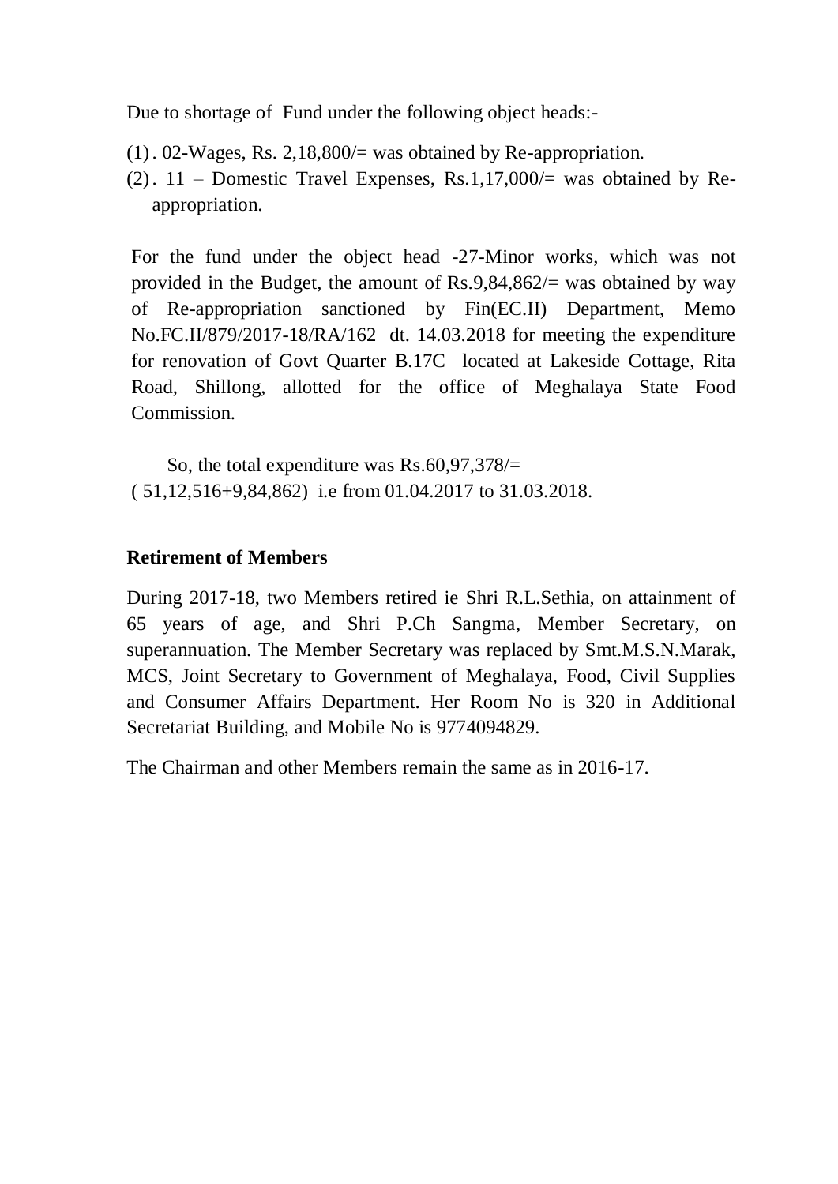Due to shortage of Fund under the following object heads:-

(1). 02-Wages, Rs. 2,18,800/= was obtained by Re-appropriation.

(2). 11 – Domestic Travel Expenses, Rs.1,17,000/= was obtained by Re-appropriation.

For the fund under the object head -27-Minor works, which was not provided in the Budget, the amount of Rs.9,84,862/= was obtained by way of Re-appropriation sanctioned by Fin(EC.II) Department, Memo No.FC.II/879/2017-18/RA/162 dt. 14.03.2018 for meeting the expenditure for renovation of Govt Quarter B.17C located at Lakeside Cottage, Rita Road, Shillong, allotted for the office of Meghalaya State Food Commission.

So, the total expenditure was Rs.60,97,378/= ( 51,12,516+9,84,862) i.e from 01.04.2017 to 31.03.2018.

**Retirement of Members**

During 2017-18, two Members retired ie Shri R.L.Sethia, on attainment of 65 years of age, and Shri P.Ch Sangma, Member Secretary, on superannuation. The Member Secretary was replaced by Smt.M.S.N.Marak, MCS, Joint Secretary to Government of Meghalaya, Food, Civil Supplies and Consumer Affairs Department. Her Room No is 320 in Additional Secretariat Building, and Mobile No is 9774094829.

The Chairman and other Members remain the same as in 2016-17.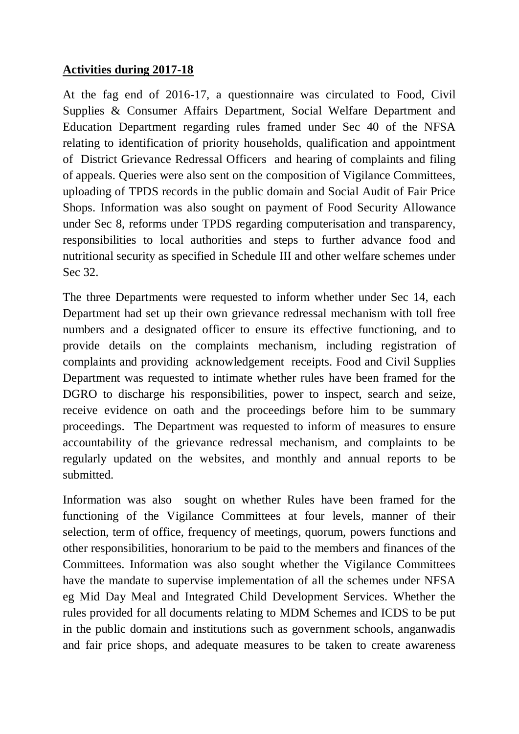**Activities during 2017-18**

At the fag end of 2016-17, a questionnaire was circulated to Food, Civil Supplies & Consumer Affairs Department, Social Welfare Department and Education Department regarding rules framed under Sec 40 of the NFSA relating to identification of priority households, qualification and appointment of District Grievance Redressal Officers and hearing of complaints and filing of appeals. Queries were also sent on the composition of Vigilance Committees, uploading of TPDS records in the public domain and Social Audit of Fair Price Shops. Information was also sought on payment of Food Security Allowance under Sec 8, reforms under TPDS regarding computerisation and transparency, responsibilities to local authorities and steps to further advance food and nutritional security as specified in Schedule III and other welfare schemes under Sec 32.

The three Departments were requested to inform whether under Sec 14, each Department had set up their own grievance redressal mechanism with toll free numbers and a designated officer to ensure its effective functioning, and to provide details on the complaints mechanism, including registration of complaints and providing acknowledgement receipts. Food and Civil Supplies Department was requested to intimate whether rules have been framed for the DGRO to discharge his responsibilities, power to inspect, search and seize, receive evidence on oath and the proceedings before him to be summary proceedings. The Department was requested to inform of measures to ensure accountability of the grievance redressal mechanism, and complaints to be regularly updated on the websites, and monthly and annual reports to be submitted.

Information was also sought on whether Rules have been framed for the functioning of the Vigilance Committees at four levels, manner of their selection, term of office, frequency of meetings, quorum, powers functions and other responsibilities, honorarium to be paid to the members and finances of the Committees. Information was also sought whether the Vigilance Committees have the mandate to supervise implementation of all the schemes under NFSA eg Mid Day Meal and Integrated Child Development Services. Whether the rules provided for all documents relating to MDM Schemes and ICDS to be put in the public domain and institutions such as government schools, anganwadis and fair price shops, and adequate measures to be taken to create awareness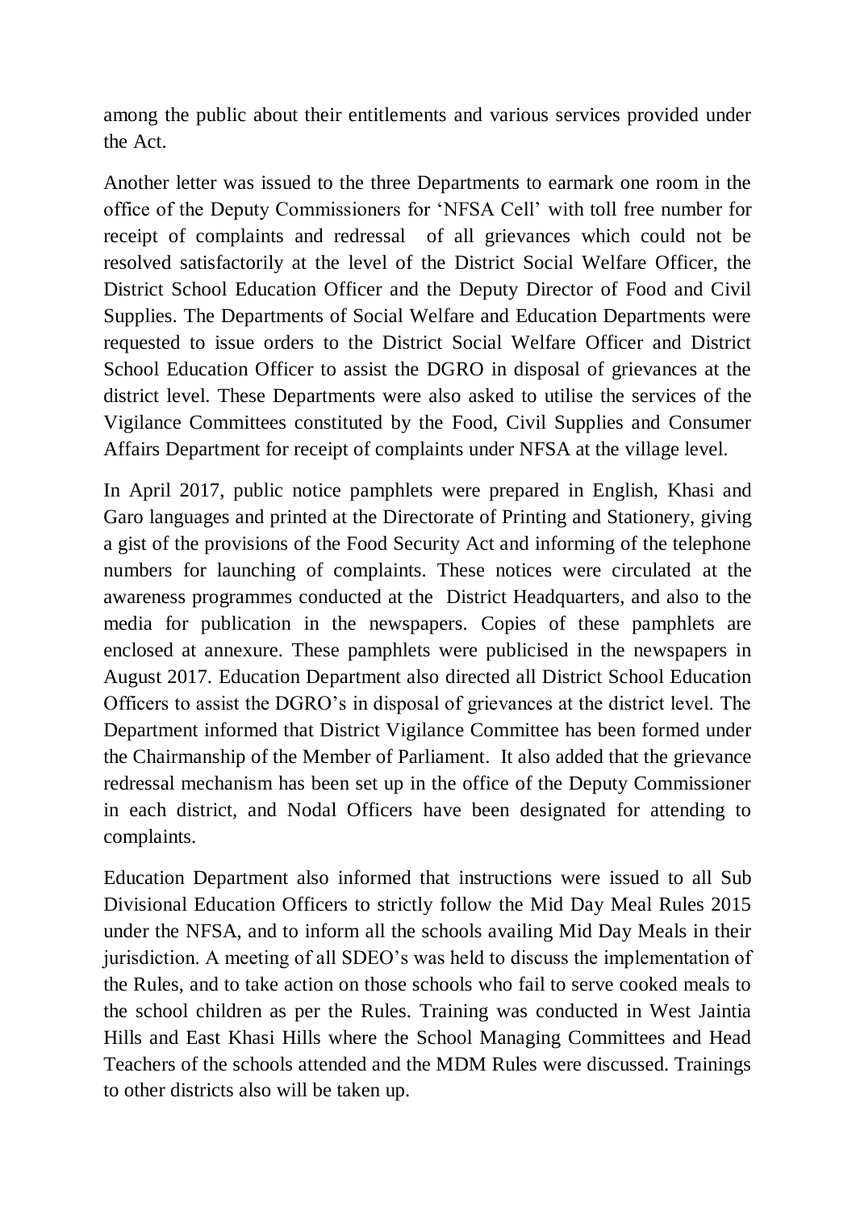among the public about their entitlements and various services provided under the Act.

Another letter was issued to the three Departments to earmark one room in the office of the Deputy Commissioners for 'NFSA Cell' with toll free number for receipt of complaints and redressal of all grievances which could not be resolved satisfactorily at the level of the District Social Welfare Officer, the District School Education Officer and the Deputy Director of Food and Civil Supplies. The Departments of Social Welfare and Education Departments were requested to issue orders to the District Social Welfare Officer and District School Education Officer to assist the DGRO in disposal of grievances at the district level. These Departments were also asked to utilise the services of the Vigilance Committees constituted by the Food, Civil Supplies and Consumer Affairs Department for receipt of complaints under NFSA at the village level.

In April 2017, public notice pamphlets were prepared in English, Khasi and Garo languages and printed at the Directorate of Printing and Stationery, giving a gist of the provisions of the Food Security Act and informing of the telephone numbers for launching of complaints. These notices were circulated at the awareness programmes conducted at the District Headquarters, and also to the media for publication in the newspapers. Copies of these pamphlets are enclosed at annexure. These pamphlets were publicised in the newspapers in August 2017. Education Department also directed all District School Education Officers to assist the DGRO's in disposal of grievances at the district level. The Department informed that District Vigilance Committee has been formed under the Chairmanship of the Member of Parliament. It also added that the grievance redressal mechanism has been set up in the office of the Deputy Commissioner in each district, and Nodal Officers have been designated for attending to complaints.

Education Department also informed that instructions were issued to all Sub Divisional Education Officers to strictly follow the Mid Day Meal Rules 2015 under the NFSA, and to inform all the schools availing Mid Day Meals in their jurisdiction. A meeting of all SDEO's was held to discuss the implementation of the Rules, and to take action on those schools who fail to serve cooked meals to the school children as per the Rules. Training was conducted in West Jaintia Hills and East Khasi Hills where the School Managing Committees and Head Teachers of the schools attended and the MDM Rules were discussed. Trainings to other districts also will be taken up.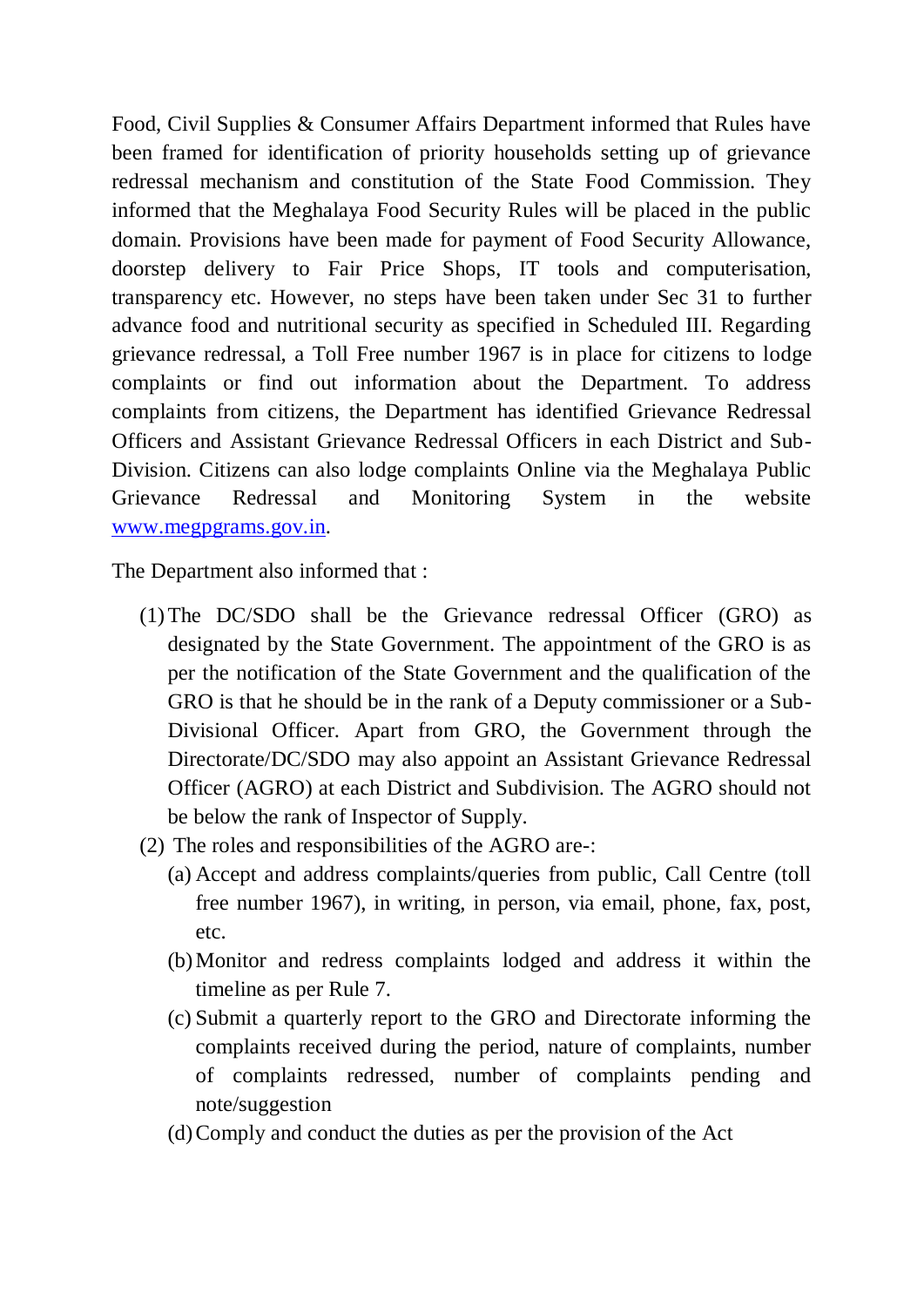Food, Civil Supplies & Consumer Affairs Department informed that Rules have been framed for identification of priority households setting up of grievance redressal mechanism and constitution of the State Food Commission. They informed that the Meghalaya Food Security Rules will be placed in the public domain. Provisions have been made for payment of Food Security Allowance, doorstep delivery to Fair Price Shops, IT tools and computerisation, transparency etc. However, no steps have been taken under Sec 31 to further advance food and nutritional security as specified in Scheduled III. Regarding grievance redressal, a Toll Free number 1967 is in place for citizens to lodge complaints or find out information about the Department. To address complaints from citizens, the Department has identified Grievance Redressal Officers and Assistant Grievance Redressal Officers in each District and Sub-Division. Citizens can also lodge complaints Online via the Meghalaya Public Grievance Redressal and Monitoring System in the website [www.megpgrams.gov.in](http://www.megpgrams.gov.in).

The Department also informed that :

(1) The DC/SDO shall be the Grievance redressal Officer (GRO) as designated by the State Government. The appointment of the GRO is as per the notification of the State Government and the qualification of the GRO is that he should be in the rank of a Deputy commissioner or a Sub-Divisional Officer. Apart from GRO, the Government through the Directorate/DC/SDO may also appoint an Assistant Grievance Redressal Officer (AGRO) at each District and Subdivision. The AGRO should not be below the rank of Inspector of Supply.

(2) The roles and responsibilities of the AGRO are-:

   (a) Accept and address complaints/queries from public, Call Centre (toll free number 1967), in writing, in person, via email, phone, fax, post, etc.

   (b) Monitor and redress complaints lodged and address it within the timeline as per Rule 7.

   (c) Submit a quarterly report to the GRO and Directorate informing the complaints received during the period, nature of complaints, number of complaints redressed, number of complaints pending and note/suggestion

   (d) Comply and conduct the duties as per the provision of the Act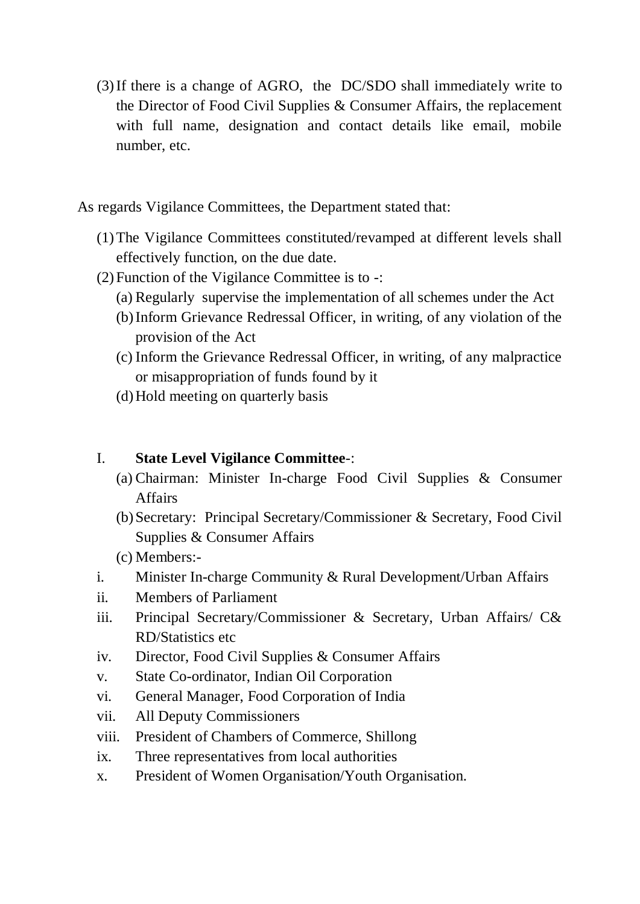(3) If there is a change of AGRO, the DC/SDO shall immediately write to the Director of Food Civil Supplies & Consumer Affairs, the replacement with full name, designation and contact details like email, mobile number, etc.

As regards Vigilance Committees, the Department stated that:

(1) The Vigilance Committees constituted/revamped at different levels shall effectively function, on the due date.
(2) Function of the Vigilance Committee is to -:
   - (a) Regularly supervise the implementation of all schemes under the Act
   - (b) Inform Grievance Redressal Officer, in writing, of any violation of the provision of the Act
   - (c) Inform the Grievance Redressal Officer, in writing, of any malpractice or misappropriation of funds found by it
   - (d) Hold meeting on quarterly basis

I. **State Level Vigilance Committee**-:

   - (a) Chairman: Minister In-charge Food Civil Supplies & Consumer Affairs
   - (b) Secretary: Principal Secretary/Commissioner & Secretary, Food Civil Supplies & Consumer Affairs
   - (c) Members:-

i. Minister In-charge Community & Rural Development/Urban Affairs
ii. Members of Parliament
iii. Principal Secretary/Commissioner & Secretary, Urban Affairs/ C& RD/Statistics etc
iv. Director, Food Civil Supplies & Consumer Affairs
v. State Co-ordinator, Indian Oil Corporation
vi. General Manager, Food Corporation of India
vii. All Deputy Commissioners
viii. President of Chambers of Commerce, Shillong
ix. Three representatives from local authorities
x. President of Women Organisation/Youth Organisation.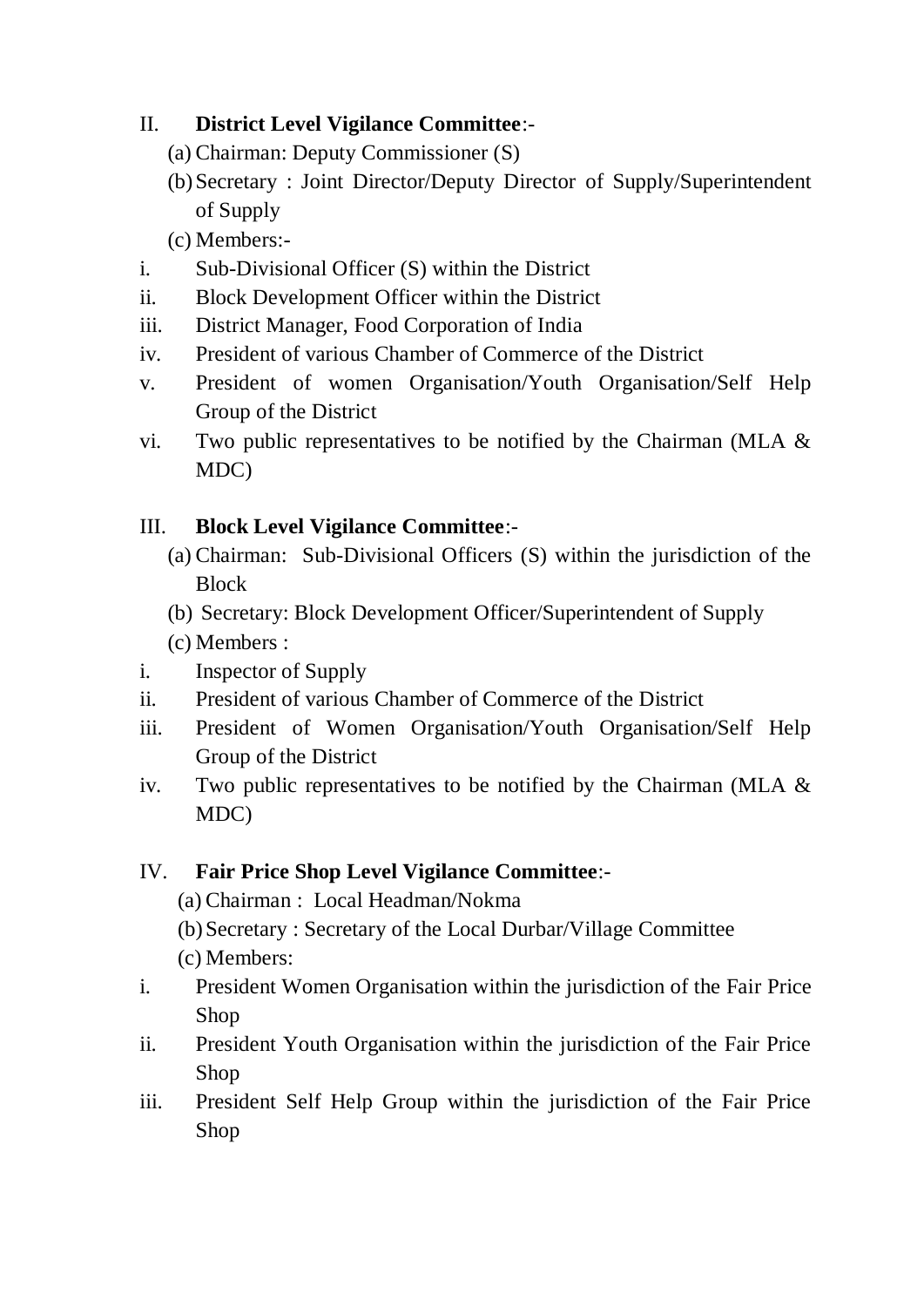II. **District Level Vigilance Committee**:-

(a) Chairman: Deputy Commissioner (S)

(b) Secretary : Joint Director/Deputy Director of Supply/Superintendent of Supply

(c) Members:-

i. Sub-Divisional Officer (S) within the District

ii. Block Development Officer within the District

iii. District Manager, Food Corporation of India

iv. President of various Chamber of Commerce of the District

v. President of women Organisation/Youth Organisation/Self Help Group of the District

vi. Two public representatives to be notified by the Chairman (MLA & MDC)

III. **Block Level Vigilance Committee**:-

(a) Chairman: Sub-Divisional Officers (S) within the jurisdiction of the Block

(b) Secretary: Block Development Officer/Superintendent of Supply

(c) Members :

i. Inspector of Supply

ii. President of various Chamber of Commerce of the District

iii. President of Women Organisation/Youth Organisation/Self Help Group of the District

iv. Two public representatives to be notified by the Chairman (MLA & MDC)

IV. **Fair Price Shop Level Vigilance Committee**:-

(a) Chairman : Local Headman/Nokma

(b) Secretary : Secretary of the Local Durbar/Village Committee

(c) Members:

i. President Women Organisation within the jurisdiction of the Fair Price Shop

ii. President Youth Organisation within the jurisdiction of the Fair Price Shop

iii. President Self Help Group within the jurisdiction of the Fair Price Shop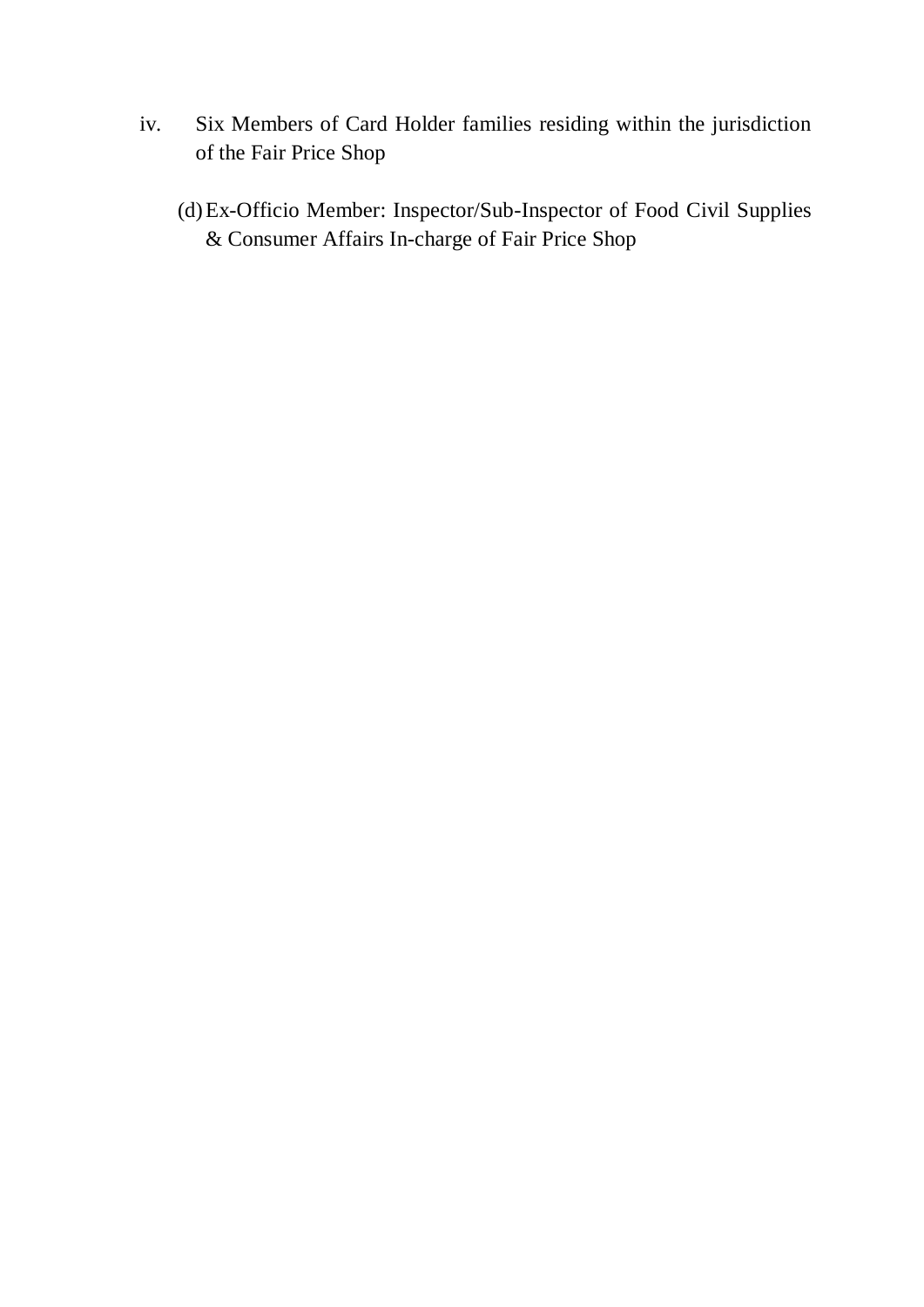iv. Six Members of Card Holder families residing within the jurisdiction of the Fair Price Shop

(d) Ex-Officio Member: Inspector/Sub-Inspector of Food Civil Supplies & Consumer Affairs In-charge of Fair Price Shop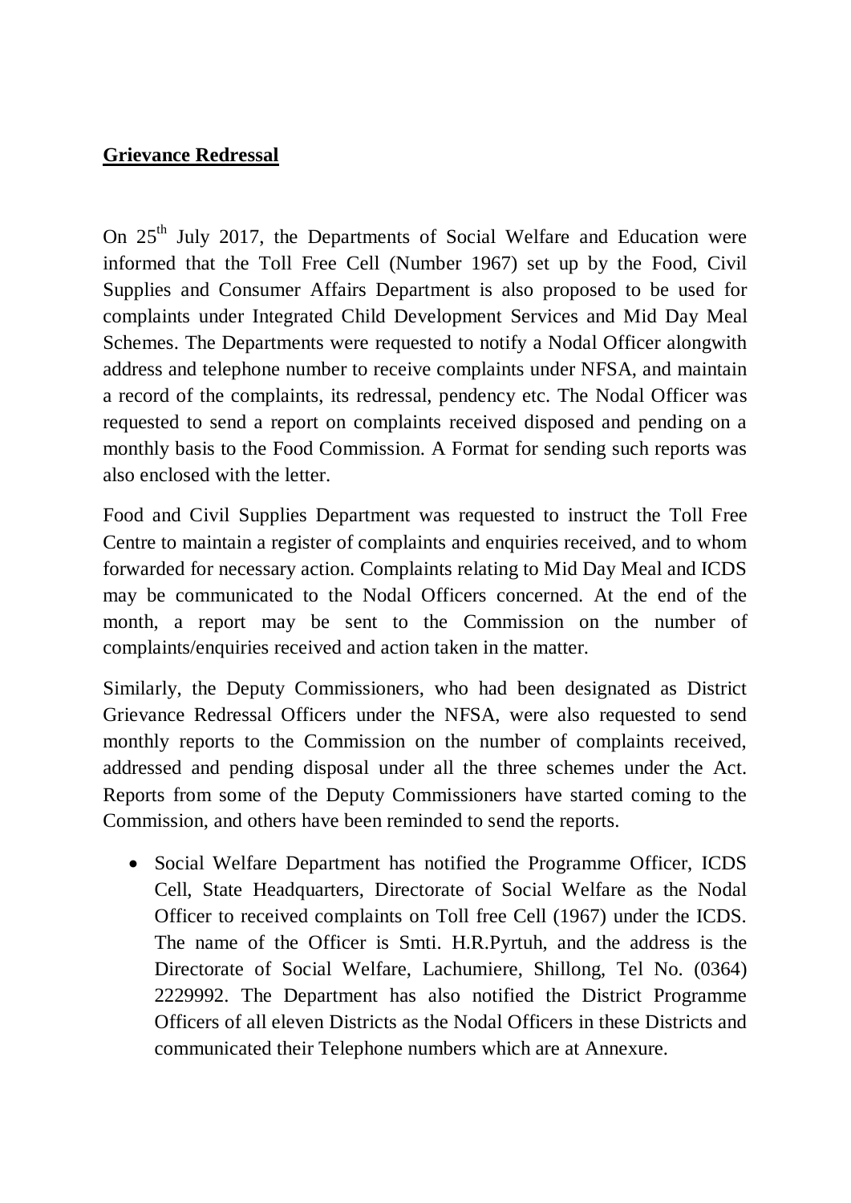**Grievance Redressal**

On 25th July 2017, the Departments of Social Welfare and Education were informed that the Toll Free Cell (Number 1967) set up by the Food, Civil Supplies and Consumer Affairs Department is also proposed to be used for complaints under Integrated Child Development Services and Mid Day Meal Schemes. The Departments were requested to notify a Nodal Officer alongwith address and telephone number to receive complaints under NFSA, and maintain a record of the complaints, its redressal, pendency etc. The Nodal Officer was requested to send a report on complaints received disposed and pending on a monthly basis to the Food Commission. A Format for sending such reports was also enclosed with the letter.

Food and Civil Supplies Department was requested to instruct the Toll Free Centre to maintain a register of complaints and enquiries received, and to whom forwarded for necessary action. Complaints relating to Mid Day Meal and ICDS may be communicated to the Nodal Officers concerned. At the end of the month, a report may be sent to the Commission on the number of complaints/enquiries received and action taken in the matter.

Similarly, the Deputy Commissioners, who had been designated as District Grievance Redressal Officers under the NFSA, were also requested to send monthly reports to the Commission on the number of complaints received, addressed and pending disposal under all the three schemes under the Act. Reports from some of the Deputy Commissioners have started coming to the Commission, and others have been reminded to send the reports.

- Social Welfare Department has notified the Programme Officer, ICDS Cell, State Headquarters, Directorate of Social Welfare as the Nodal Officer to received complaints on Toll free Cell (1967) under the ICDS. The name of the Officer is Smti. H.R.Pyrtuh, and the address is the Directorate of Social Welfare, Lachumiere, Shillong, Tel No. (0364) 2229992. The Department has also notified the District Programme Officers of all eleven Districts as the Nodal Officers in these Districts and communicated their Telephone numbers which are at Annexure.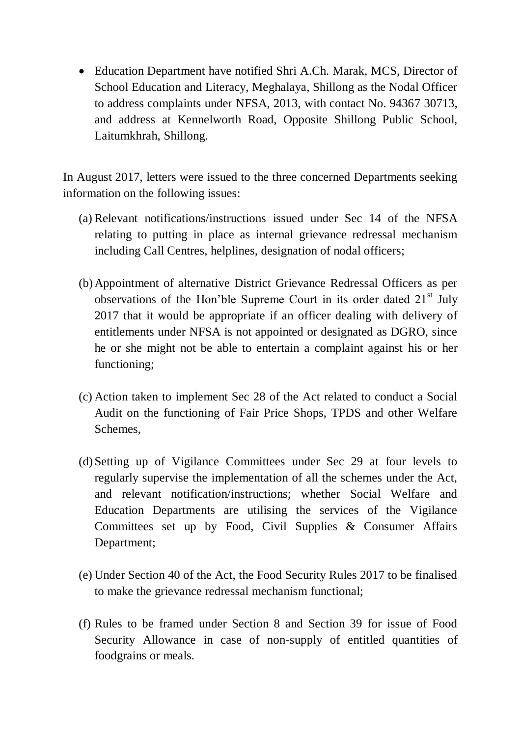- Education Department have notified Shri A.Ch. Marak, MCS, Director of School Education and Literacy, Meghalaya, Shillong as the Nodal Officer to address complaints under NFSA, 2013, with contact No. 94367 30713, and address at Kennelworth Road, Opposite Shillong Public School, Laitumkhrah, Shillong.

In August 2017, letters were issued to the three concerned Departments seeking information on the following issues:

(a) Relevant notifications/instructions issued under Sec 14 of the NFSA relating to putting in place as internal grievance redressal mechanism including Call Centres, helplines, designation of nodal officers;

(b) Appointment of alternative District Grievance Redressal Officers as per observations of the Hon'ble Supreme Court in its order dated 21st July 2017 that it would be appropriate if an officer dealing with delivery of entitlements under NFSA is not appointed or designated as DGRO, since he or she might not be able to entertain a complaint against his or her functioning;

(c) Action taken to implement Sec 28 of the Act related to conduct a Social Audit on the functioning of Fair Price Shops, TPDS and other Welfare Schemes,

(d) Setting up of Vigilance Committees under Sec 29 at four levels to regularly supervise the implementation of all the schemes under the Act, and relevant notification/instructions; whether Social Welfare and Education Departments are utilising the services of the Vigilance Committees set up by Food, Civil Supplies & Consumer Affairs Department;

(e) Under Section 40 of the Act, the Food Security Rules 2017 to be finalised to make the grievance redressal mechanism functional;

(f) Rules to be framed under Section 8 and Section 39 for issue of Food Security Allowance in case of non-supply of entitled quantities of foodgrains or meals.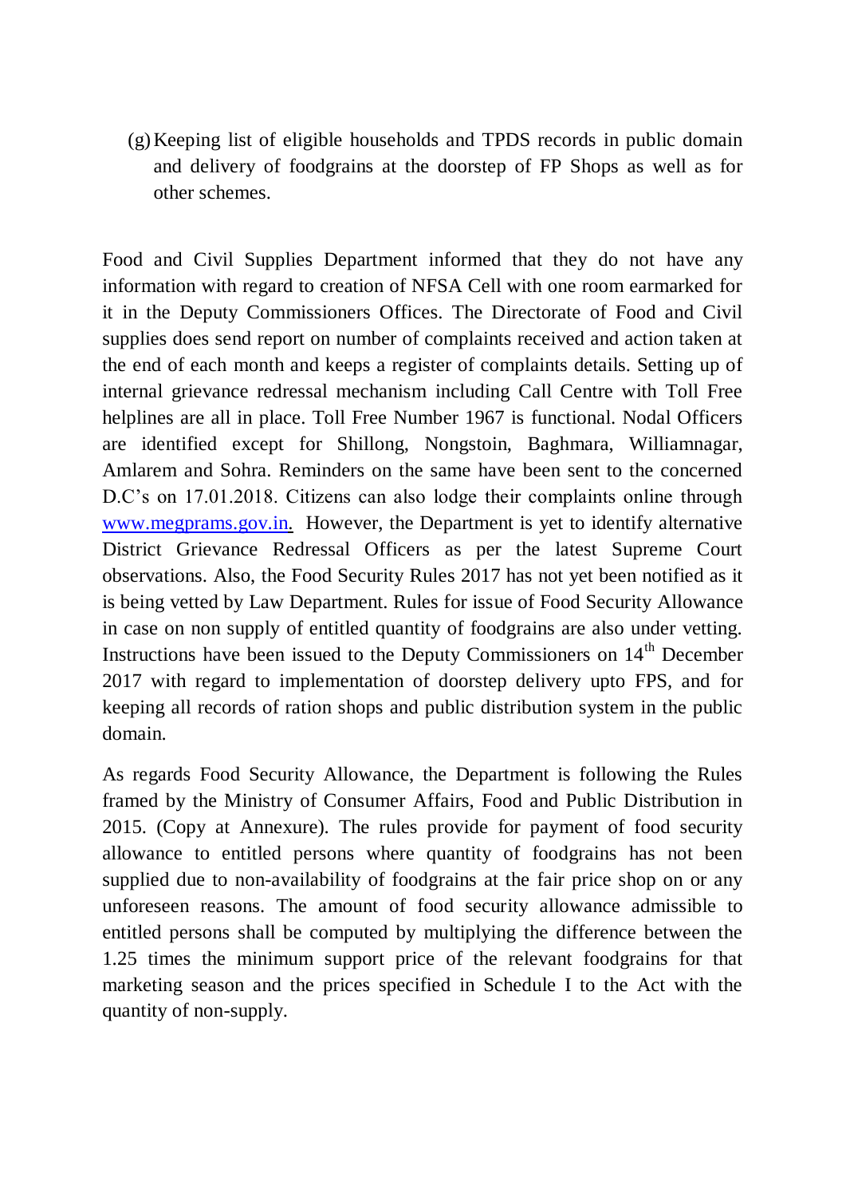(g) Keeping list of eligible households and TPDS records in public domain and delivery of foodgrains at the doorstep of FP Shops as well as for other schemes.

Food and Civil Supplies Department informed that they do not have any information with regard to creation of NFSA Cell with one room earmarked for it in the Deputy Commissioners Offices. The Directorate of Food and Civil supplies does send report on number of complaints received and action taken at the end of each month and keeps a register of complaints details. Setting up of internal grievance redressal mechanism including Call Centre with Toll Free helplines are all in place. Toll Free Number 1967 is functional. Nodal Officers are identified except for Shillong, Nongstoin, Baghmara, Williamnagar, Amlarem and Sohra. Reminders on the same have been sent to the concerned D.C's on 17.01.2018. Citizens can also lodge their complaints online through www.megprams.gov.in. However, the Department is yet to identify alternative District Grievance Redressal Officers as per the latest Supreme Court observations. Also, the Food Security Rules 2017 has not yet been notified as it is being vetted by Law Department. Rules for issue of Food Security Allowance in case on non supply of entitled quantity of foodgrains are also under vetting. Instructions have been issued to the Deputy Commissioners on 14th December 2017 with regard to implementation of doorstep delivery upto FPS, and for keeping all records of ration shops and public distribution system in the public domain.

As regards Food Security Allowance, the Department is following the Rules framed by the Ministry of Consumer Affairs, Food and Public Distribution in 2015. (Copy at Annexure). The rules provide for payment of food security allowance to entitled persons where quantity of foodgrains has not been supplied due to non-availability of foodgrains at the fair price shop on or any unforeseen reasons. The amount of food security allowance admissible to entitled persons shall be computed by multiplying the difference between the 1.25 times the minimum support price of the relevant foodgrains for that marketing season and the prices specified in Schedule I to the Act with the quantity of non-supply.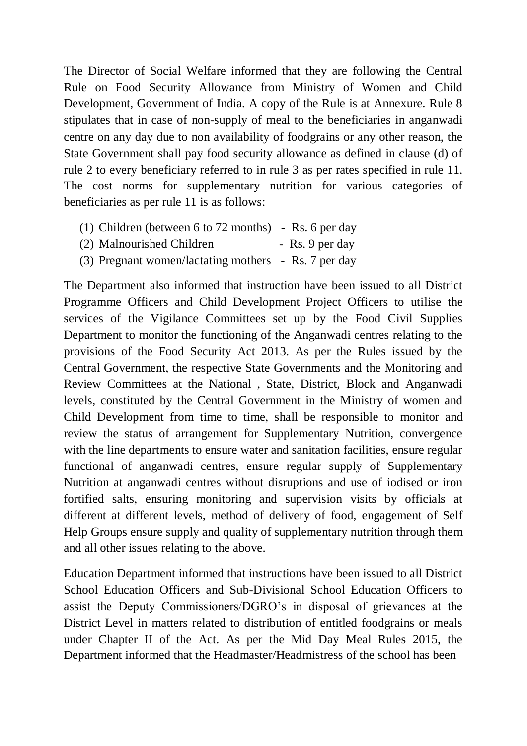The Director of Social Welfare informed that they are following the Central Rule on Food Security Allowance from Ministry of Women and Child Development, Government of India. A copy of the Rule is at Annexure. Rule 8 stipulates that in case of non-supply of meal to the beneficiaries in anganwadi centre on any day due to non availability of foodgrains or any other reason, the State Government shall pay food security allowance as defined in clause (d) of rule 2 to every beneficiary referred to in rule 3 as per rates specified in rule 11. The cost norms for supplementary nutrition for various categories of beneficiaries as per rule 11 is as follows:

(1) Children (between 6 to 72 months) - Rs. 6 per day
(2) Malnourished Children - Rs. 9 per day
(3) Pregnant women/lactating mothers - Rs. 7 per day

The Department also informed that instruction have been issued to all District Programme Officers and Child Development Project Officers to utilise the services of the Vigilance Committees set up by the Food Civil Supplies Department to monitor the functioning of the Anganwadi centres relating to the provisions of the Food Security Act 2013. As per the Rules issued by the Central Government, the respective State Governments and the Monitoring and Review Committees at the National , State, District, Block and Anganwadi levels, constituted by the Central Government in the Ministry of women and Child Development from time to time, shall be responsible to monitor and review the status of arrangement for Supplementary Nutrition, convergence with the line departments to ensure water and sanitation facilities, ensure regular functional of anganwadi centres, ensure regular supply of Supplementary Nutrition at anganwadi centres without disruptions and use of iodised or iron fortified salts, ensuring monitoring and supervision visits by officials at different at different levels, method of delivery of food, engagement of Self Help Groups ensure supply and quality of supplementary nutrition through them and all other issues relating to the above.

Education Department informed that instructions have been issued to all District School Education Officers and Sub-Divisional School Education Officers to assist the Deputy Commissioners/DGRO's in disposal of grievances at the District Level in matters related to distribution of entitled foodgrains or meals under Chapter II of the Act. As per the Mid Day Meal Rules 2015, the Department informed that the Headmaster/Headmistress of the school has been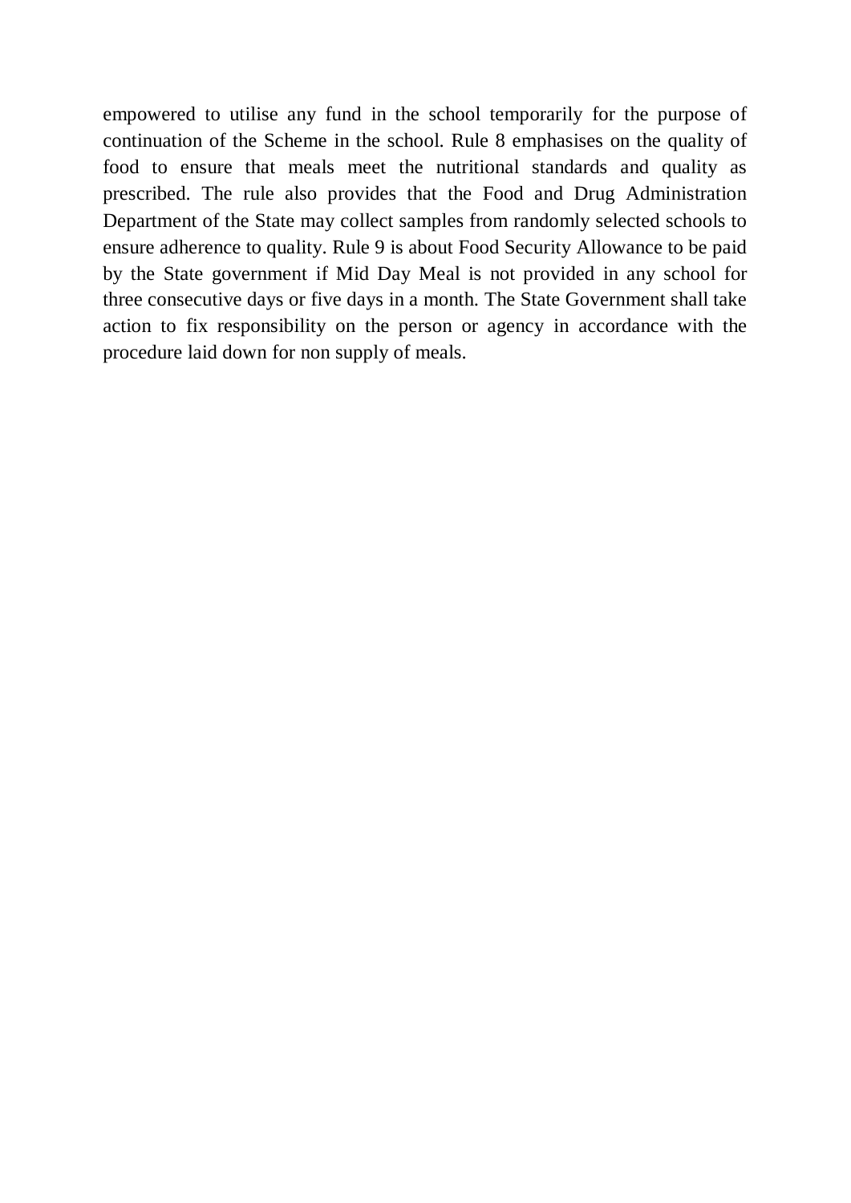empowered to utilise any fund in the school temporarily for the purpose of continuation of the Scheme in the school. Rule 8 emphasises on the quality of food to ensure that meals meet the nutritional standards and quality as prescribed. The rule also provides that the Food and Drug Administration Department of the State may collect samples from randomly selected schools to ensure adherence to quality. Rule 9 is about Food Security Allowance to be paid by the State government if Mid Day Meal is not provided in any school for three consecutive days or five days in a month. The State Government shall take action to fix responsibility on the person or agency in accordance with the procedure laid down for non supply of meals.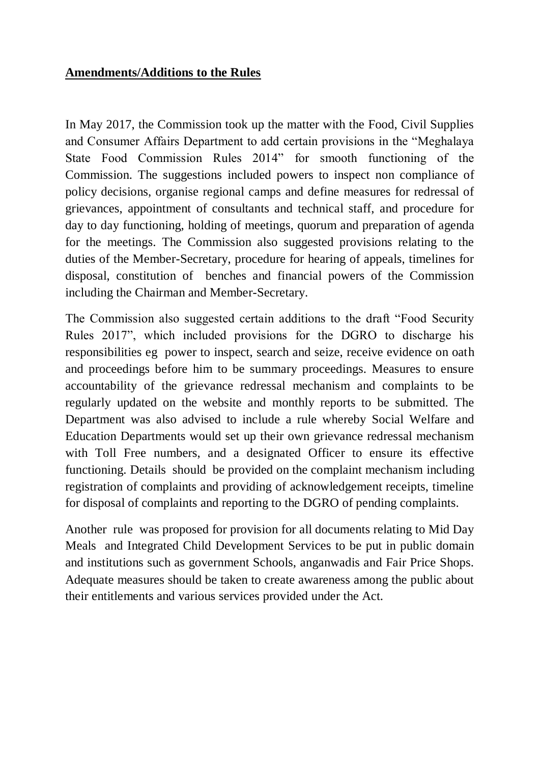**Amendments/Additions to the Rules**

In May 2017, the Commission took up the matter with the Food, Civil Supplies and Consumer Affairs Department to add certain provisions in the "Meghalaya State Food Commission Rules 2014" for smooth functioning of the Commission. The suggestions included powers to inspect non compliance of policy decisions, organise regional camps and define measures for redressal of grievances, appointment of consultants and technical staff, and procedure for day to day functioning, holding of meetings, quorum and preparation of agenda for the meetings. The Commission also suggested provisions relating to the duties of the Member-Secretary, procedure for hearing of appeals, timelines for disposal, constitution of benches and financial powers of the Commission including the Chairman and Member-Secretary.

The Commission also suggested certain additions to the draft "Food Security Rules 2017", which included provisions for the DGRO to discharge his responsibilities eg power to inspect, search and seize, receive evidence on oath and proceedings before him to be summary proceedings. Measures to ensure accountability of the grievance redressal mechanism and complaints to be regularly updated on the website and monthly reports to be submitted. The Department was also advised to include a rule whereby Social Welfare and Education Departments would set up their own grievance redressal mechanism with Toll Free numbers, and a designated Officer to ensure its effective functioning. Details should be provided on the complaint mechanism including registration of complaints and providing of acknowledgement receipts, timeline for disposal of complaints and reporting to the DGRO of pending complaints.

Another rule was proposed for provision for all documents relating to Mid Day Meals and Integrated Child Development Services to be put in public domain and institutions such as government Schools, anganwadis and Fair Price Shops. Adequate measures should be taken to create awareness among the public about their entitlements and various services provided under the Act.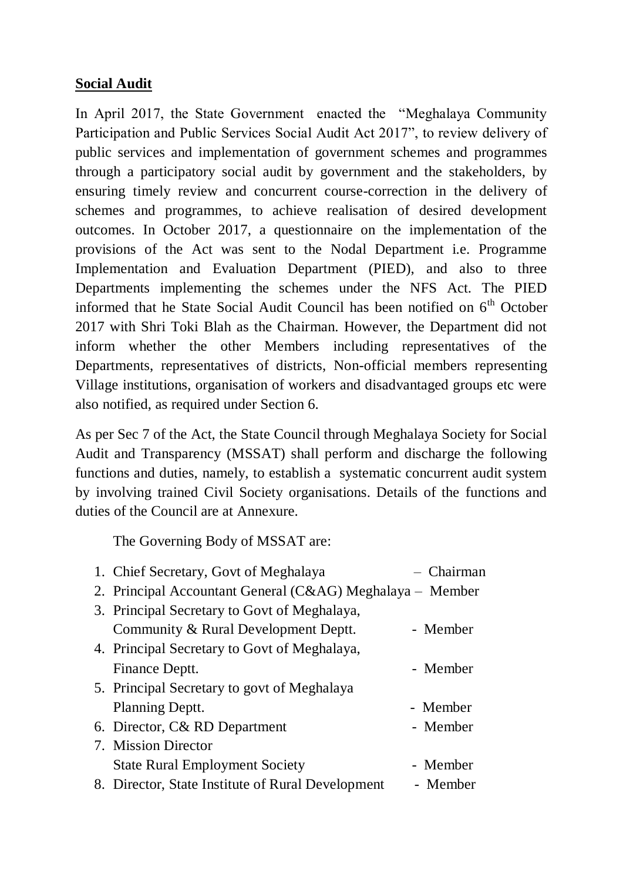**Social Audit**

In April 2017, the State Government enacted the "Meghalaya Community Participation and Public Services Social Audit Act 2017", to review delivery of public services and implementation of government schemes and programmes through a participatory social audit by government and the stakeholders, by ensuring timely review and concurrent course-correction in the delivery of schemes and programmes, to achieve realisation of desired development outcomes. In October 2017, a questionnaire on the implementation of the provisions of the Act was sent to the Nodal Department i.e. Programme Implementation and Evaluation Department (PIED), and also to three Departments implementing the schemes under the NFS Act. The PIED informed that he State Social Audit Council has been notified on 6th October 2017 with Shri Toki Blah as the Chairman. However, the Department did not inform whether the other Members including representatives of the Departments, representatives of districts, Non-official members representing Village institutions, organisation of workers and disadvantaged groups etc were also notified, as required under Section 6.

As per Sec 7 of the Act, the State Council through Meghalaya Society for Social Audit and Transparency (MSSAT) shall perform and discharge the following functions and duties, namely, to establish a systematic concurrent audit system by involving trained Civil Society organisations. Details of the functions and duties of the Council are at Annexure.

The Governing Body of MSSAT are:

1. Chief Secretary, Govt of Meghalaya – Chairman
2. Principal Accountant General (C&AG) Meghalaya – Member
3. Principal Secretary to Govt of Meghalaya, Community & Rural Development Deptt. - Member
4. Principal Secretary to Govt of Meghalaya, Finance Deptt. - Member
5. Principal Secretary to govt of Meghalaya Planning Deptt. - Member
6. Director, C& RD Department - Member
7. Mission Director State Rural Employment Society - Member
8. Director, State Institute of Rural Development - Member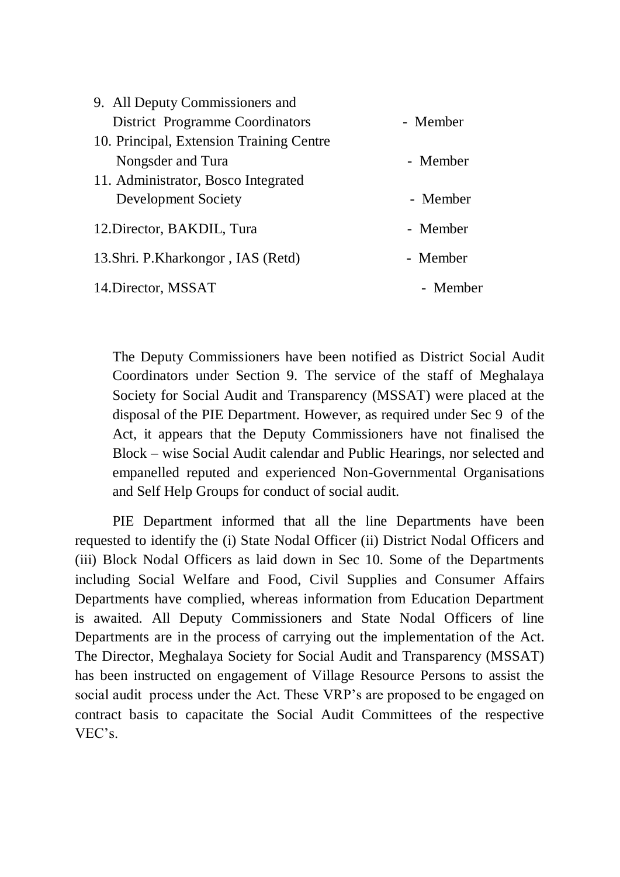9. All Deputy Commissioners and District Programme Coordinators - Member
10. Principal, Extension Training Centre Nongsder and Tura - Member
11. Administrator, Bosco Integrated Development Society - Member
12. Director, BAKDIL, Tura - Member
13. Shri. P.Kharkongor , IAS (Retd) - Member
14. Director, MSSAT - Member

The Deputy Commissioners have been notified as District Social Audit Coordinators under Section 9. The service of the staff of Meghalaya Society for Social Audit and Transparency (MSSAT) were placed at the disposal of the PIE Department. However, as required under Sec 9 of the Act, it appears that the Deputy Commissioners have not finalised the Block – wise Social Audit calendar and Public Hearings, nor selected and empanelled reputed and experienced Non-Governmental Organisations and Self Help Groups for conduct of social audit.

PIE Department informed that all the line Departments have been requested to identify the (i) State Nodal Officer (ii) District Nodal Officers and (iii) Block Nodal Officers as laid down in Sec 10. Some of the Departments including Social Welfare and Food, Civil Supplies and Consumer Affairs Departments have complied, whereas information from Education Department is awaited. All Deputy Commissioners and State Nodal Officers of line Departments are in the process of carrying out the implementation of the Act. The Director, Meghalaya Society for Social Audit and Transparency (MSSAT) has been instructed on engagement of Village Resource Persons to assist the social audit process under the Act. These VRP's are proposed to be engaged on contract basis to capacitate the Social Audit Committees of the respective VEC's.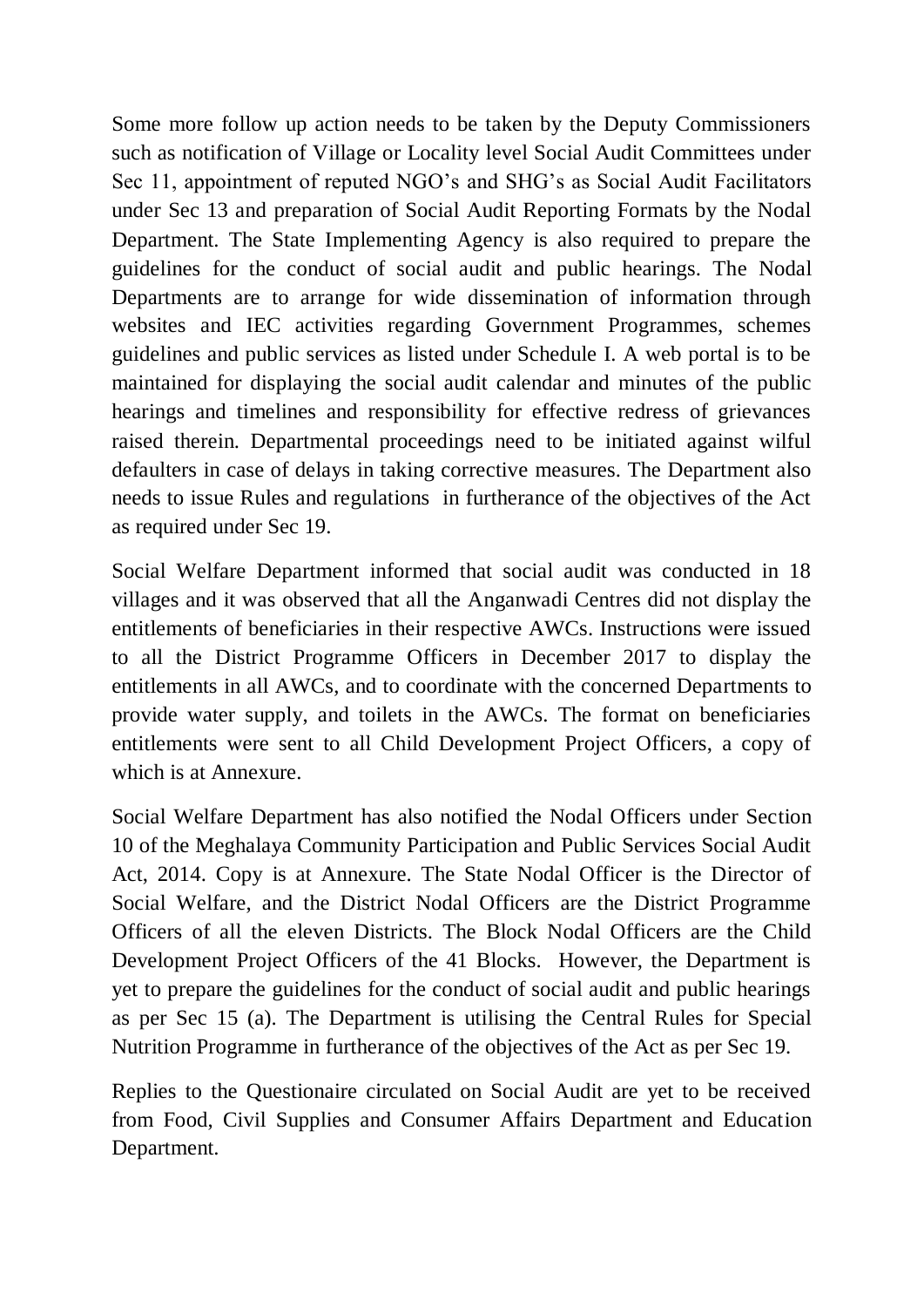Some more follow up action needs to be taken by the Deputy Commissioners such as notification of Village or Locality level Social Audit Committees under Sec 11, appointment of reputed NGO's and SHG's as Social Audit Facilitators under Sec 13 and preparation of Social Audit Reporting Formats by the Nodal Department. The State Implementing Agency is also required to prepare the guidelines for the conduct of social audit and public hearings. The Nodal Departments are to arrange for wide dissemination of information through websites and IEC activities regarding Government Programmes, schemes guidelines and public services as listed under Schedule I. A web portal is to be maintained for displaying the social audit calendar and minutes of the public hearings and timelines and responsibility for effective redress of grievances raised therein. Departmental proceedings need to be initiated against wilful defaulters in case of delays in taking corrective measures. The Department also needs to issue Rules and regulations in furtherance of the objectives of the Act as required under Sec 19.

Social Welfare Department informed that social audit was conducted in 18 villages and it was observed that all the Anganwadi Centres did not display the entitlements of beneficiaries in their respective AWCs. Instructions were issued to all the District Programme Officers in December 2017 to display the entitlements in all AWCs, and to coordinate with the concerned Departments to provide water supply, and toilets in the AWCs. The format on beneficiaries entitlements were sent to all Child Development Project Officers, a copy of which is at Annexure.

Social Welfare Department has also notified the Nodal Officers under Section 10 of the Meghalaya Community Participation and Public Services Social Audit Act, 2014. Copy is at Annexure. The State Nodal Officer is the Director of Social Welfare, and the District Nodal Officers are the District Programme Officers of all the eleven Districts. The Block Nodal Officers are the Child Development Project Officers of the 41 Blocks. However, the Department is yet to prepare the guidelines for the conduct of social audit and public hearings as per Sec 15 (a). The Department is utilising the Central Rules for Special Nutrition Programme in furtherance of the objectives of the Act as per Sec 19.

Replies to the Questionaire circulated on Social Audit are yet to be received from Food, Civil Supplies and Consumer Affairs Department and Education Department.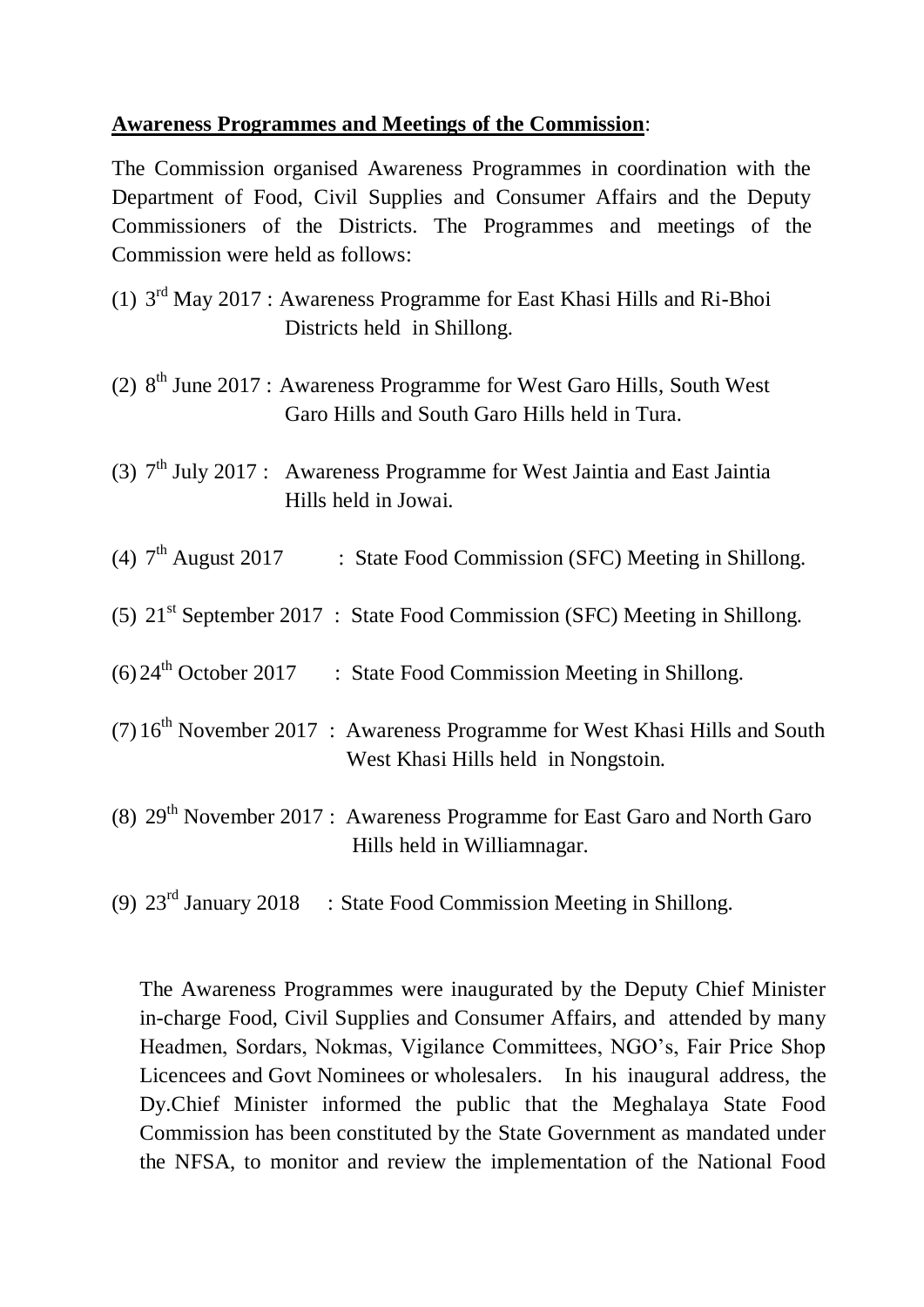**Awareness Programmes and Meetings of the Commission**:

The Commission organised Awareness Programmes in coordination with the Department of Food, Civil Supplies and Consumer Affairs and the Deputy Commissioners of the Districts. The Programmes and meetings of the Commission were held as follows:

(1) 3rd May 2017 : Awareness Programme for East Khasi Hills and Ri-Bhoi Districts held in Shillong.

(2) 8th June 2017 : Awareness Programme for West Garo Hills, South West Garo Hills and South Garo Hills held in Tura.

(3) 7th July 2017 : Awareness Programme for West Jaintia and East Jaintia Hills held in Jowai.

(4) 7th August 2017 : State Food Commission (SFC) Meeting in Shillong.

(5) 21st September 2017 : State Food Commission (SFC) Meeting in Shillong.

(6) 24th October 2017 : State Food Commission Meeting in Shillong.

(7) 16th November 2017 : Awareness Programme for West Khasi Hills and South West Khasi Hills held in Nongstoin.

(8) 29th November 2017 : Awareness Programme for East Garo and North Garo Hills held in Williamnagar.

(9) 23rd January 2018 : State Food Commission Meeting in Shillong.

The Awareness Programmes were inaugurated by the Deputy Chief Minister in-charge Food, Civil Supplies and Consumer Affairs, and attended by many Headmen, Sordars, Nokmas, Vigilance Committees, NGO's, Fair Price Shop Licencees and Govt Nominees or wholesalers. In his inaugural address, the Dy.Chief Minister informed the public that the Meghalaya State Food Commission has been constituted by the State Government as mandated under the NFSA, to monitor and review the implementation of the National Food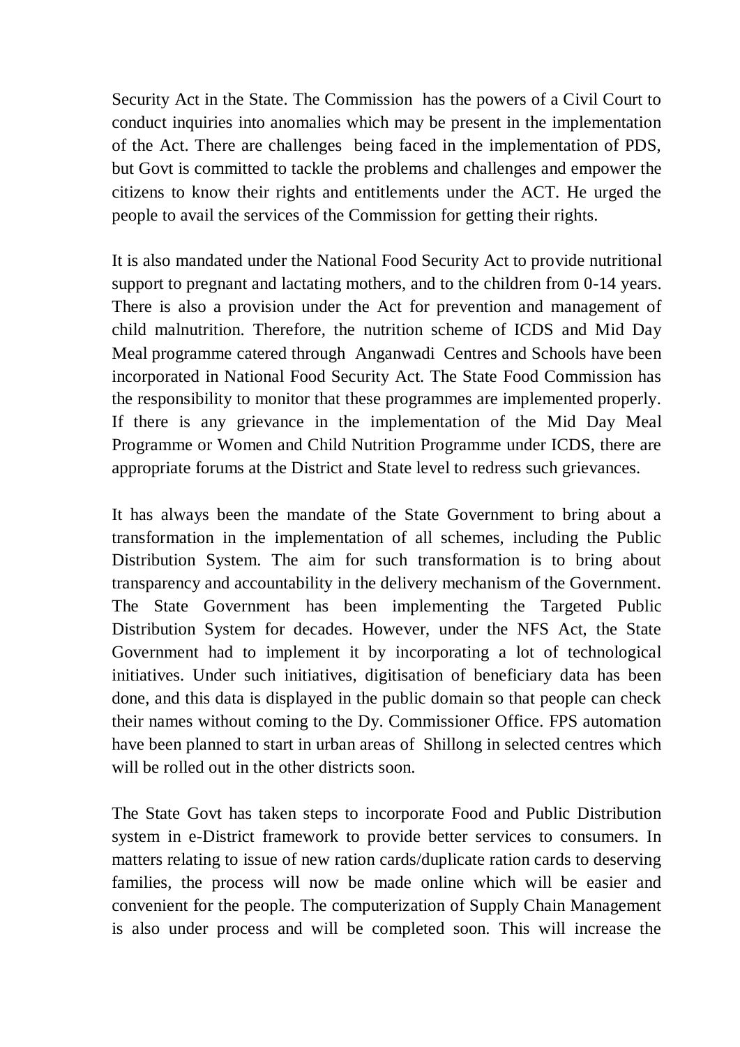Security Act in the State. The Commission has the powers of a Civil Court to conduct inquiries into anomalies which may be present in the implementation of the Act. There are challenges being faced in the implementation of PDS, but Govt is committed to tackle the problems and challenges and empower the citizens to know their rights and entitlements under the ACT. He urged the people to avail the services of the Commission for getting their rights.

It is also mandated under the National Food Security Act to provide nutritional support to pregnant and lactating mothers, and to the children from 0-14 years. There is also a provision under the Act for prevention and management of child malnutrition. Therefore, the nutrition scheme of ICDS and Mid Day Meal programme catered through Anganwadi Centres and Schools have been incorporated in National Food Security Act. The State Food Commission has the responsibility to monitor that these programmes are implemented properly. If there is any grievance in the implementation of the Mid Day Meal Programme or Women and Child Nutrition Programme under ICDS, there are appropriate forums at the District and State level to redress such grievances.

It has always been the mandate of the State Government to bring about a transformation in the implementation of all schemes, including the Public Distribution System. The aim for such transformation is to bring about transparency and accountability in the delivery mechanism of the Government. The State Government has been implementing the Targeted Public Distribution System for decades. However, under the NFS Act, the State Government had to implement it by incorporating a lot of technological initiatives. Under such initiatives, digitisation of beneficiary data has been done, and this data is displayed in the public domain so that people can check their names without coming to the Dy. Commissioner Office. FPS automation have been planned to start in urban areas of Shillong in selected centres which will be rolled out in the other districts soon.

The State Govt has taken steps to incorporate Food and Public Distribution system in e-District framework to provide better services to consumers. In matters relating to issue of new ration cards/duplicate ration cards to deserving families, the process will now be made online which will be easier and convenient for the people. The computerization of Supply Chain Management is also under process and will be completed soon. This will increase the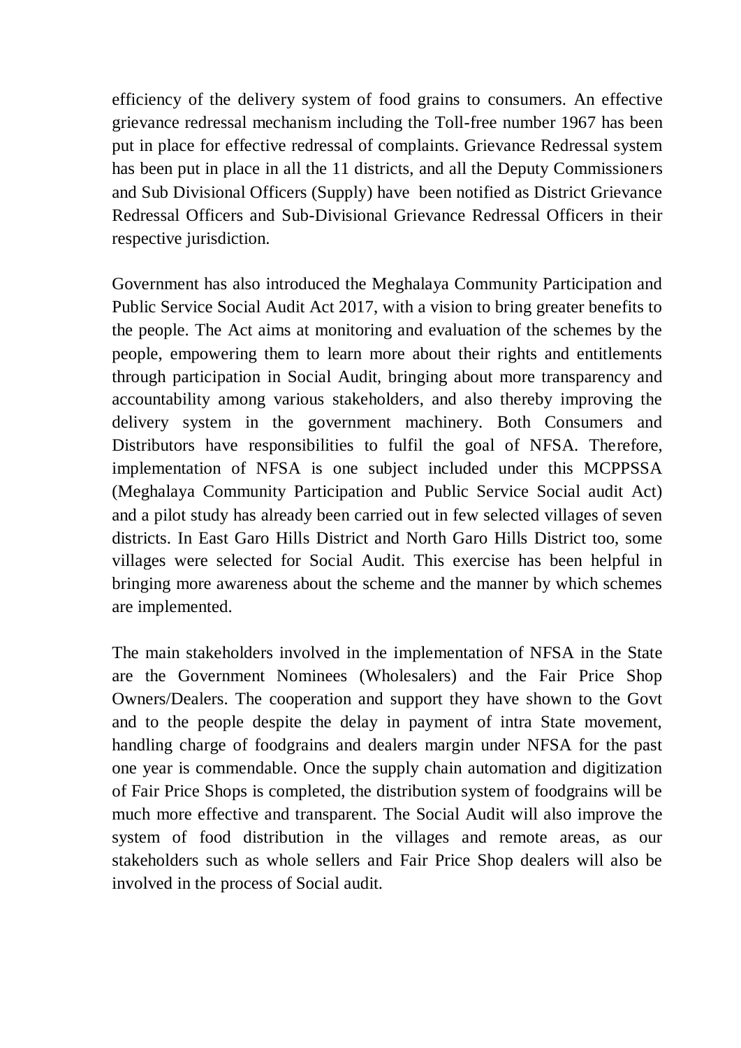efficiency of the delivery system of food grains to consumers. An effective grievance redressal mechanism including the Toll-free number 1967 has been put in place for effective redressal of complaints. Grievance Redressal system has been put in place in all the 11 districts, and all the Deputy Commissioners and Sub Divisional Officers (Supply) have been notified as District Grievance Redressal Officers and Sub-Divisional Grievance Redressal Officers in their respective jurisdiction.

Government has also introduced the Meghalaya Community Participation and Public Service Social Audit Act 2017, with a vision to bring greater benefits to the people. The Act aims at monitoring and evaluation of the schemes by the people, empowering them to learn more about their rights and entitlements through participation in Social Audit, bringing about more transparency and accountability among various stakeholders, and also thereby improving the delivery system in the government machinery. Both Consumers and Distributors have responsibilities to fulfil the goal of NFSA. Therefore, implementation of NFSA is one subject included under this MCPPSSA (Meghalaya Community Participation and Public Service Social audit Act) and a pilot study has already been carried out in few selected villages of seven districts. In East Garo Hills District and North Garo Hills District too, some villages were selected for Social Audit. This exercise has been helpful in bringing more awareness about the scheme and the manner by which schemes are implemented.

The main stakeholders involved in the implementation of NFSA in the State are the Government Nominees (Wholesalers) and the Fair Price Shop Owners/Dealers. The cooperation and support they have shown to the Govt and to the people despite the delay in payment of intra State movement, handling charge of foodgrains and dealers margin under NFSA for the past one year is commendable. Once the supply chain automation and digitization of Fair Price Shops is completed, the distribution system of foodgrains will be much more effective and transparent. The Social Audit will also improve the system of food distribution in the villages and remote areas, as our stakeholders such as whole sellers and Fair Price Shop dealers will also be involved in the process of Social audit.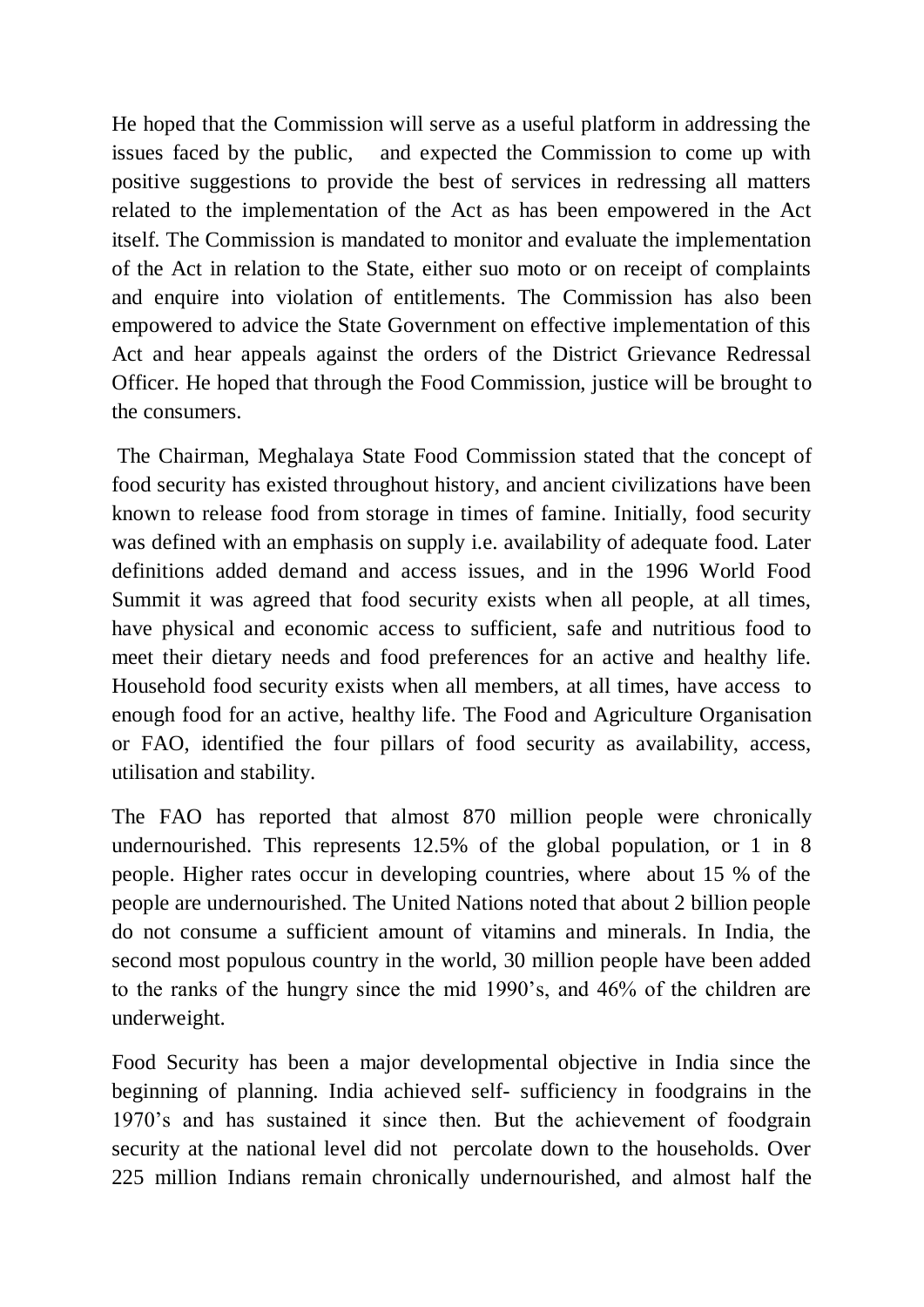He hoped that the Commission will serve as a useful platform in addressing the issues faced by the public, and expected the Commission to come up with positive suggestions to provide the best of services in redressing all matters related to the implementation of the Act as has been empowered in the Act itself. The Commission is mandated to monitor and evaluate the implementation of the Act in relation to the State, either suo moto or on receipt of complaints and enquire into violation of entitlements. The Commission has also been empowered to advice the State Government on effective implementation of this Act and hear appeals against the orders of the District Grievance Redressal Officer. He hoped that through the Food Commission, justice will be brought to the consumers.

The Chairman, Meghalaya State Food Commission stated that the concept of food security has existed throughout history, and ancient civilizations have been known to release food from storage in times of famine. Initially, food security was defined with an emphasis on supply i.e. availability of adequate food. Later definitions added demand and access issues, and in the 1996 World Food Summit it was agreed that food security exists when all people, at all times, have physical and economic access to sufficient, safe and nutritious food to meet their dietary needs and food preferences for an active and healthy life. Household food security exists when all members, at all times, have access to enough food for an active, healthy life. The Food and Agriculture Organisation or FAO, identified the four pillars of food security as availability, access, utilisation and stability.

The FAO has reported that almost 870 million people were chronically undernourished. This represents 12.5% of the global population, or 1 in 8 people. Higher rates occur in developing countries, where about 15 % of the people are undernourished. The United Nations noted that about 2 billion people do not consume a sufficient amount of vitamins and minerals. In India, the second most populous country in the world, 30 million people have been added to the ranks of the hungry since the mid 1990's, and 46% of the children are underweight.

Food Security has been a major developmental objective in India since the beginning of planning. India achieved self- sufficiency in foodgrains in the 1970's and has sustained it since then. But the achievement of foodgrain security at the national level did not percolate down to the households. Over 225 million Indians remain chronically undernourished, and almost half the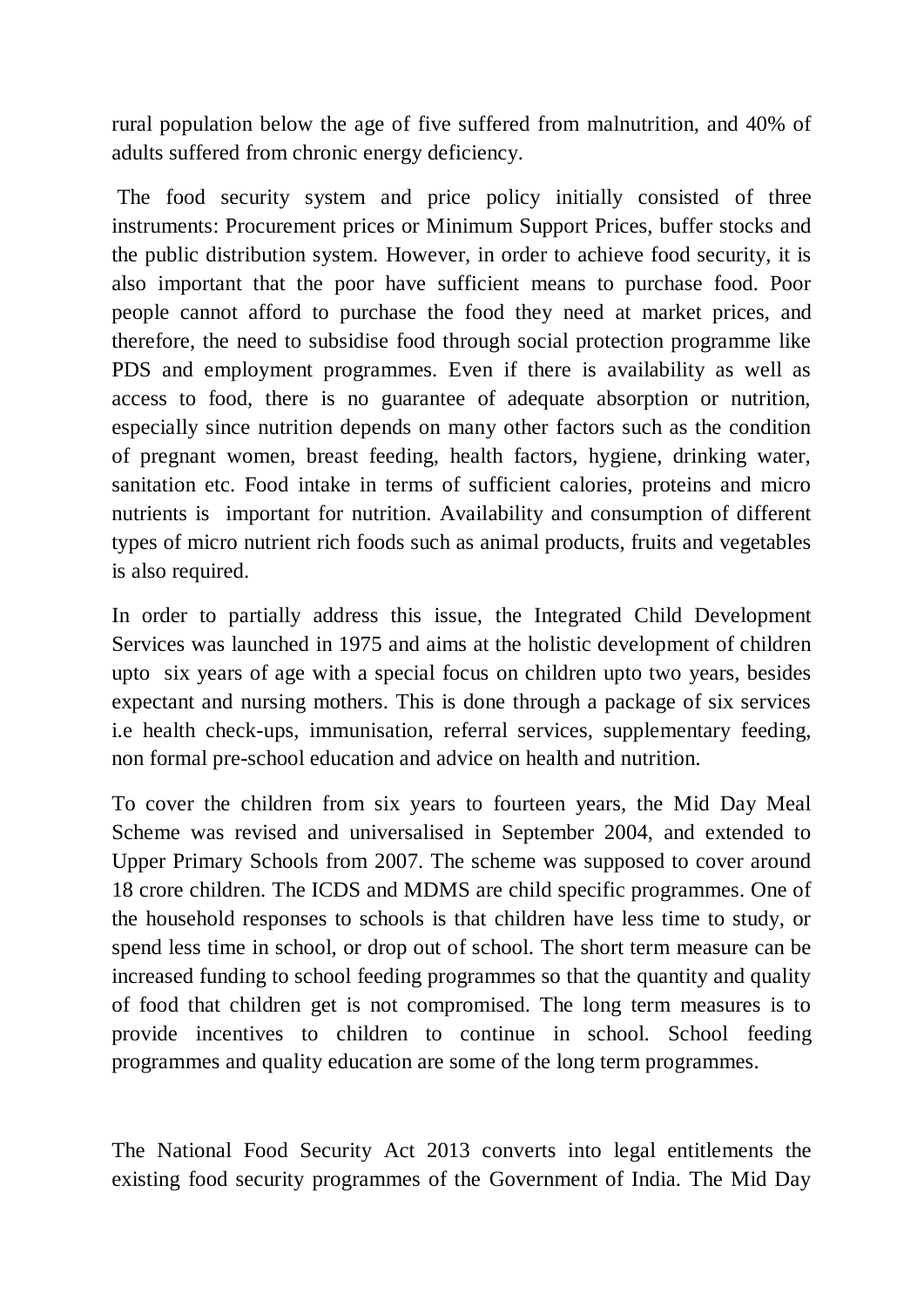rural population below the age of five suffered from malnutrition, and 40% of adults suffered from chronic energy deficiency.

The food security system and price policy initially consisted of three instruments: Procurement prices or Minimum Support Prices, buffer stocks and the public distribution system. However, in order to achieve food security, it is also important that the poor have sufficient means to purchase food. Poor people cannot afford to purchase the food they need at market prices, and therefore, the need to subsidise food through social protection programme like PDS and employment programmes. Even if there is availability as well as access to food, there is no guarantee of adequate absorption or nutrition, especially since nutrition depends on many other factors such as the condition of pregnant women, breast feeding, health factors, hygiene, drinking water, sanitation etc. Food intake in terms of sufficient calories, proteins and micro nutrients is important for nutrition. Availability and consumption of different types of micro nutrient rich foods such as animal products, fruits and vegetables is also required.

In order to partially address this issue, the Integrated Child Development Services was launched in 1975 and aims at the holistic development of children upto six years of age with a special focus on children upto two years, besides expectant and nursing mothers. This is done through a package of six services i.e health check-ups, immunisation, referral services, supplementary feeding, non formal pre-school education and advice on health and nutrition.

To cover the children from six years to fourteen years, the Mid Day Meal Scheme was revised and universalised in September 2004, and extended to Upper Primary Schools from 2007. The scheme was supposed to cover around 18 crore children. The ICDS and MDMS are child specific programmes. One of the household responses to schools is that children have less time to study, or spend less time in school, or drop out of school. The short term measure can be increased funding to school feeding programmes so that the quantity and quality of food that children get is not compromised. The long term measures is to provide incentives to children to continue in school. School feeding programmes and quality education are some of the long term programmes.

The National Food Security Act 2013 converts into legal entitlements the existing food security programmes of the Government of India. The Mid Day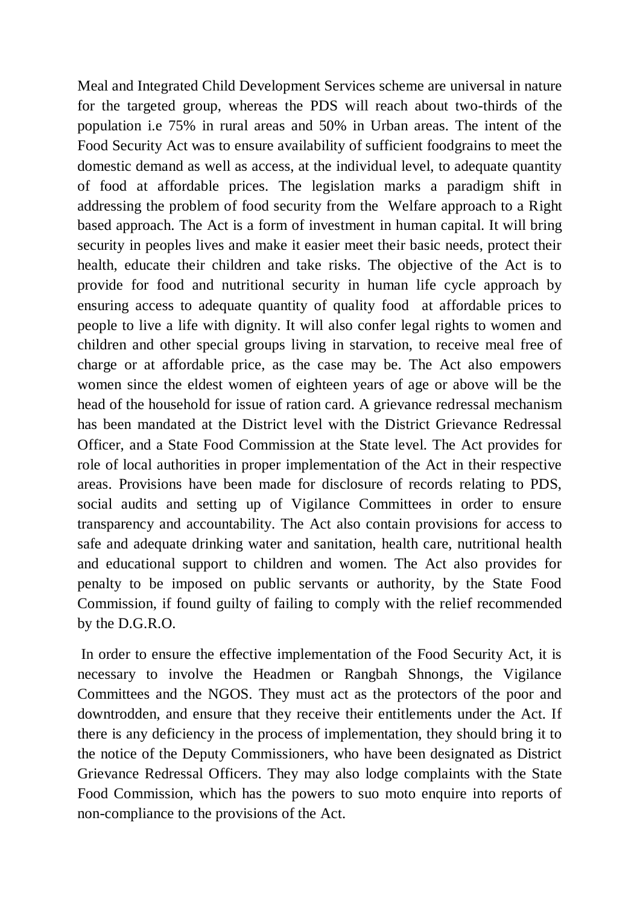Meal and Integrated Child Development Services scheme are universal in nature for the targeted group, whereas the PDS will reach about two-thirds of the population i.e 75% in rural areas and 50% in Urban areas. The intent of the Food Security Act was to ensure availability of sufficient foodgrains to meet the domestic demand as well as access, at the individual level, to adequate quantity of food at affordable prices. The legislation marks a paradigm shift in addressing the problem of food security from the Welfare approach to a Right based approach. The Act is a form of investment in human capital. It will bring security in peoples lives and make it easier meet their basic needs, protect their health, educate their children and take risks. The objective of the Act is to provide for food and nutritional security in human life cycle approach by ensuring access to adequate quantity of quality food at affordable prices to people to live a life with dignity. It will also confer legal rights to women and children and other special groups living in starvation, to receive meal free of charge or at affordable price, as the case may be. The Act also empowers women since the eldest women of eighteen years of age or above will be the head of the household for issue of ration card. A grievance redressal mechanism has been mandated at the District level with the District Grievance Redressal Officer, and a State Food Commission at the State level. The Act provides for role of local authorities in proper implementation of the Act in their respective areas. Provisions have been made for disclosure of records relating to PDS, social audits and setting up of Vigilance Committees in order to ensure transparency and accountability. The Act also contain provisions for access to safe and adequate drinking water and sanitation, health care, nutritional health and educational support to children and women. The Act also provides for penalty to be imposed on public servants or authority, by the State Food Commission, if found guilty of failing to comply with the relief recommended by the D.G.R.O.

In order to ensure the effective implementation of the Food Security Act, it is necessary to involve the Headmen or Rangbah Shnongs, the Vigilance Committees and the NGOS. They must act as the protectors of the poor and downtrodden, and ensure that they receive their entitlements under the Act. If there is any deficiency in the process of implementation, they should bring it to the notice of the Deputy Commissioners, who have been designated as District Grievance Redressal Officers. They may also lodge complaints with the State Food Commission, which has the powers to suo moto enquire into reports of non-compliance to the provisions of the Act.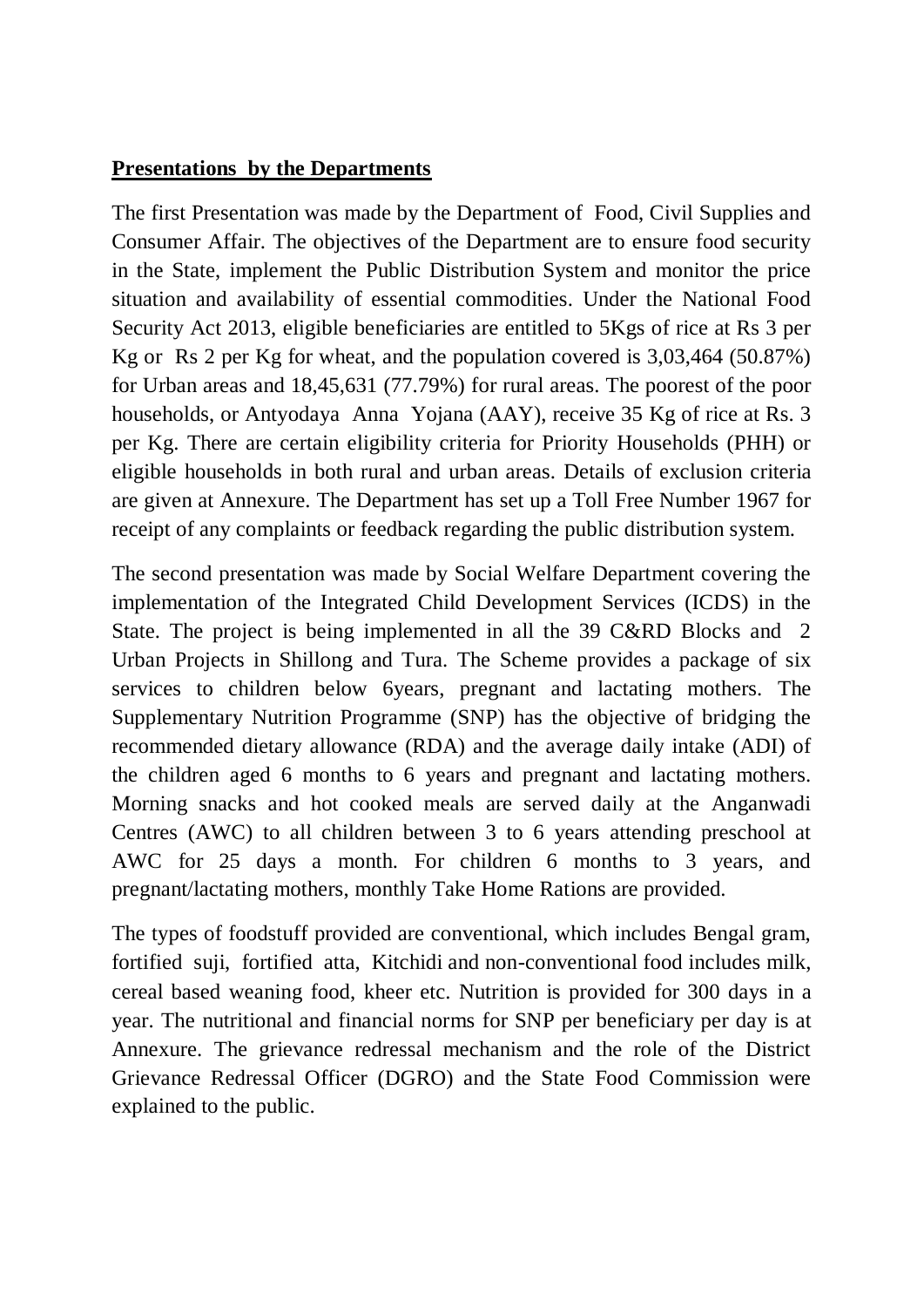**Presentations by the Departments**

The first Presentation was made by the Department of Food, Civil Supplies and Consumer Affair. The objectives of the Department are to ensure food security in the State, implement the Public Distribution System and monitor the price situation and availability of essential commodities. Under the National Food Security Act 2013, eligible beneficiaries are entitled to 5Kgs of rice at Rs 3 per Kg or Rs 2 per Kg for wheat, and the population covered is 3,03,464 (50.87%) for Urban areas and 18,45,631 (77.79%) for rural areas. The poorest of the poor households, or Antyodaya Anna Yojana (AAY), receive 35 Kg of rice at Rs. 3 per Kg. There are certain eligibility criteria for Priority Households (PHH) or eligible households in both rural and urban areas. Details of exclusion criteria are given at Annexure. The Department has set up a Toll Free Number 1967 for receipt of any complaints or feedback regarding the public distribution system.

The second presentation was made by Social Welfare Department covering the implementation of the Integrated Child Development Services (ICDS) in the State. The project is being implemented in all the 39 C&RD Blocks and 2 Urban Projects in Shillong and Tura. The Scheme provides a package of six services to children below 6years, pregnant and lactating mothers. The Supplementary Nutrition Programme (SNP) has the objective of bridging the recommended dietary allowance (RDA) and the average daily intake (ADI) of the children aged 6 months to 6 years and pregnant and lactating mothers. Morning snacks and hot cooked meals are served daily at the Anganwadi Centres (AWC) to all children between 3 to 6 years attending preschool at AWC for 25 days a month. For children 6 months to 3 years, and pregnant/lactating mothers, monthly Take Home Rations are provided.

The types of foodstuff provided are conventional, which includes Bengal gram, fortified suji, fortified atta, Kitchidi and non-conventional food includes milk, cereal based weaning food, kheer etc. Nutrition is provided for 300 days in a year. The nutritional and financial norms for SNP per beneficiary per day is at Annexure. The grievance redressal mechanism and the role of the District Grievance Redressal Officer (DGRO) and the State Food Commission were explained to the public.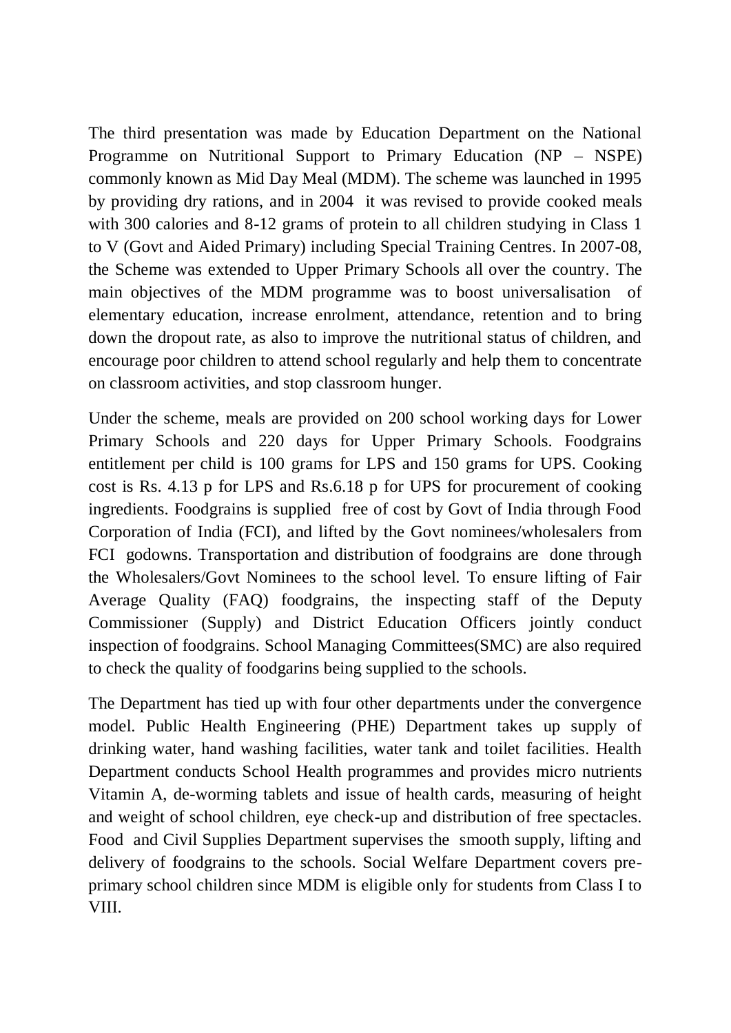The third presentation was made by Education Department on the National Programme on Nutritional Support to Primary Education (NP – NSPE) commonly known as Mid Day Meal (MDM). The scheme was launched in 1995 by providing dry rations, and in 2004 it was revised to provide cooked meals with 300 calories and 8-12 grams of protein to all children studying in Class 1 to V (Govt and Aided Primary) including Special Training Centres. In 2007-08, the Scheme was extended to Upper Primary Schools all over the country. The main objectives of the MDM programme was to boost universalisation of elementary education, increase enrolment, attendance, retention and to bring down the dropout rate, as also to improve the nutritional status of children, and encourage poor children to attend school regularly and help them to concentrate on classroom activities, and stop classroom hunger.

Under the scheme, meals are provided on 200 school working days for Lower Primary Schools and 220 days for Upper Primary Schools. Foodgrains entitlement per child is 100 grams for LPS and 150 grams for UPS. Cooking cost is Rs. 4.13 p for LPS and Rs.6.18 p for UPS for procurement of cooking ingredients. Foodgrains is supplied free of cost by Govt of India through Food Corporation of India (FCI), and lifted by the Govt nominees/wholesalers from FCI godowns. Transportation and distribution of foodgrains are done through the Wholesalers/Govt Nominees to the school level. To ensure lifting of Fair Average Quality (FAQ) foodgrains, the inspecting staff of the Deputy Commissioner (Supply) and District Education Officers jointly conduct inspection of foodgrains. School Managing Committees(SMC) are also required to check the quality of foodgarins being supplied to the schools.

The Department has tied up with four other departments under the convergence model. Public Health Engineering (PHE) Department takes up supply of drinking water, hand washing facilities, water tank and toilet facilities. Health Department conducts School Health programmes and provides micro nutrients Vitamin A, de-worming tablets and issue of health cards, measuring of height and weight of school children, eye check-up and distribution of free spectacles. Food and Civil Supplies Department supervises the smooth supply, lifting and delivery of foodgrains to the schools. Social Welfare Department covers pre-primary school children since MDM is eligible only for students from Class I to VIII.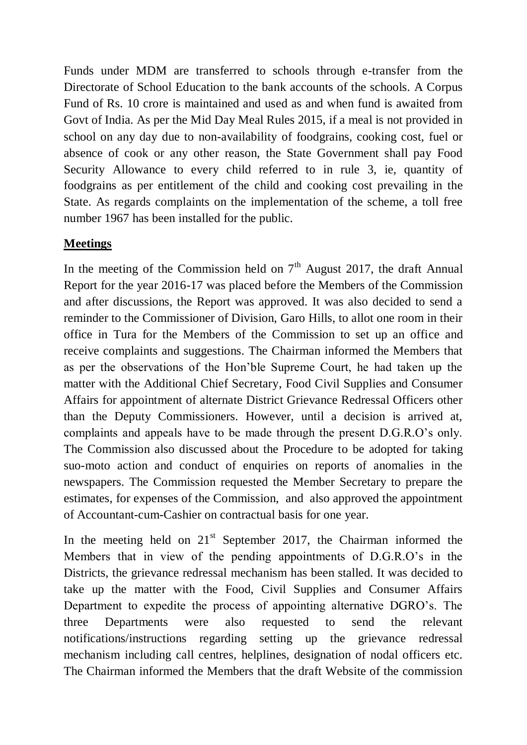Funds under MDM are transferred to schools through e-transfer from the Directorate of School Education to the bank accounts of the schools. A Corpus Fund of Rs. 10 crore is maintained and used as and when fund is awaited from Govt of India. As per the Mid Day Meal Rules 2015, if a meal is not provided in school on any day due to non-availability of foodgrains, cooking cost, fuel or absence of cook or any other reason, the State Government shall pay Food Security Allowance to every child referred to in rule 3, ie, quantity of foodgrains as per entitlement of the child and cooking cost prevailing in the State. As regards complaints on the implementation of the scheme, a toll free number 1967 has been installed for the public.

## **Meetings**

In the meeting of the Commission held on 7th August 2017, the draft Annual Report for the year 2016-17 was placed before the Members of the Commission and after discussions, the Report was approved. It was also decided to send a reminder to the Commissioner of Division, Garo Hills, to allot one room in their office in Tura for the Members of the Commission to set up an office and receive complaints and suggestions. The Chairman informed the Members that as per the observations of the Hon'ble Supreme Court, he had taken up the matter with the Additional Chief Secretary, Food Civil Supplies and Consumer Affairs for appointment of alternate District Grievance Redressal Officers other than the Deputy Commissioners. However, until a decision is arrived at, complaints and appeals have to be made through the present D.G.R.O's only. The Commission also discussed about the Procedure to be adopted for taking suo-moto action and conduct of enquiries on reports of anomalies in the newspapers. The Commission requested the Member Secretary to prepare the estimates, for expenses of the Commission, and also approved the appointment of Accountant-cum-Cashier on contractual basis for one year.

In the meeting held on 21st September 2017, the Chairman informed the Members that in view of the pending appointments of D.G.R.O's in the Districts, the grievance redressal mechanism has been stalled. It was decided to take up the matter with the Food, Civil Supplies and Consumer Affairs Department to expedite the process of appointing alternative DGRO's. The three Departments were also requested to send the relevant notifications/instructions regarding setting up the grievance redressal mechanism including call centres, helplines, designation of nodal officers etc. The Chairman informed the Members that the draft Website of the commission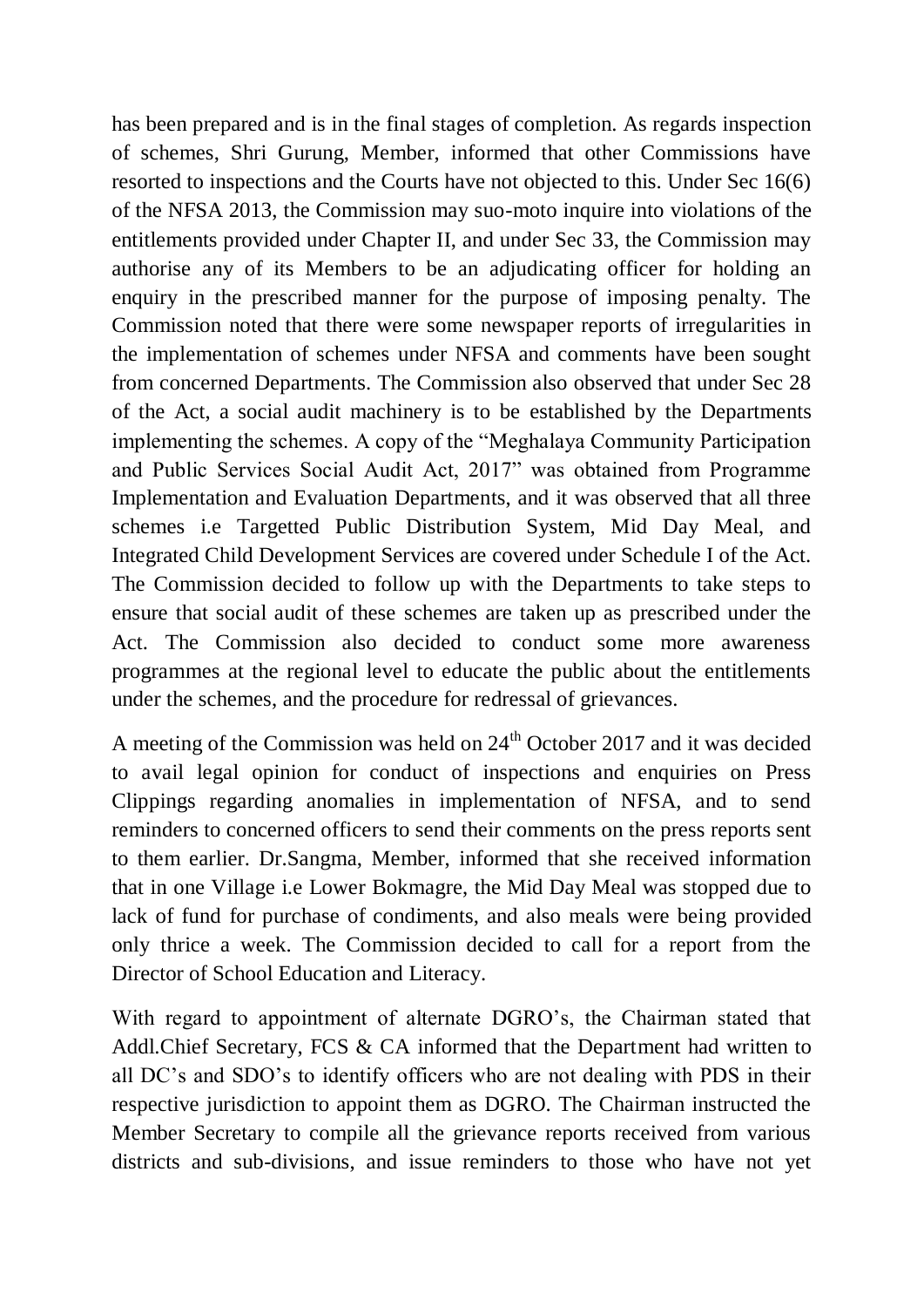has been prepared and is in the final stages of completion. As regards inspection of schemes, Shri Gurung, Member, informed that other Commissions have resorted to inspections and the Courts have not objected to this. Under Sec 16(6) of the NFSA 2013, the Commission may suo-moto inquire into violations of the entitlements provided under Chapter II, and under Sec 33, the Commission may authorise any of its Members to be an adjudicating officer for holding an enquiry in the prescribed manner for the purpose of imposing penalty. The Commission noted that there were some newspaper reports of irregularities in the implementation of schemes under NFSA and comments have been sought from concerned Departments. The Commission also observed that under Sec 28 of the Act, a social audit machinery is to be established by the Departments implementing the schemes. A copy of the "Meghalaya Community Participation and Public Services Social Audit Act, 2017" was obtained from Programme Implementation and Evaluation Departments, and it was observed that all three schemes i.e Targetted Public Distribution System, Mid Day Meal, and Integrated Child Development Services are covered under Schedule I of the Act. The Commission decided to follow up with the Departments to take steps to ensure that social audit of these schemes are taken up as prescribed under the Act. The Commission also decided to conduct some more awareness programmes at the regional level to educate the public about the entitlements under the schemes, and the procedure for redressal of grievances.

A meeting of the Commission was held on 24th October 2017 and it was decided to avail legal opinion for conduct of inspections and enquiries on Press Clippings regarding anomalies in implementation of NFSA, and to send reminders to concerned officers to send their comments on the press reports sent to them earlier. Dr.Sangma, Member, informed that she received information that in one Village i.e Lower Bokmagre, the Mid Day Meal was stopped due to lack of fund for purchase of condiments, and also meals were being provided only thrice a week. The Commission decided to call for a report from the Director of School Education and Literacy.

With regard to appointment of alternate DGRO's, the Chairman stated that Addl.Chief Secretary, FCS & CA informed that the Department had written to all DC's and SDO's to identify officers who are not dealing with PDS in their respective jurisdiction to appoint them as DGRO. The Chairman instructed the Member Secretary to compile all the grievance reports received from various districts and sub-divisions, and issue reminders to those who have not yet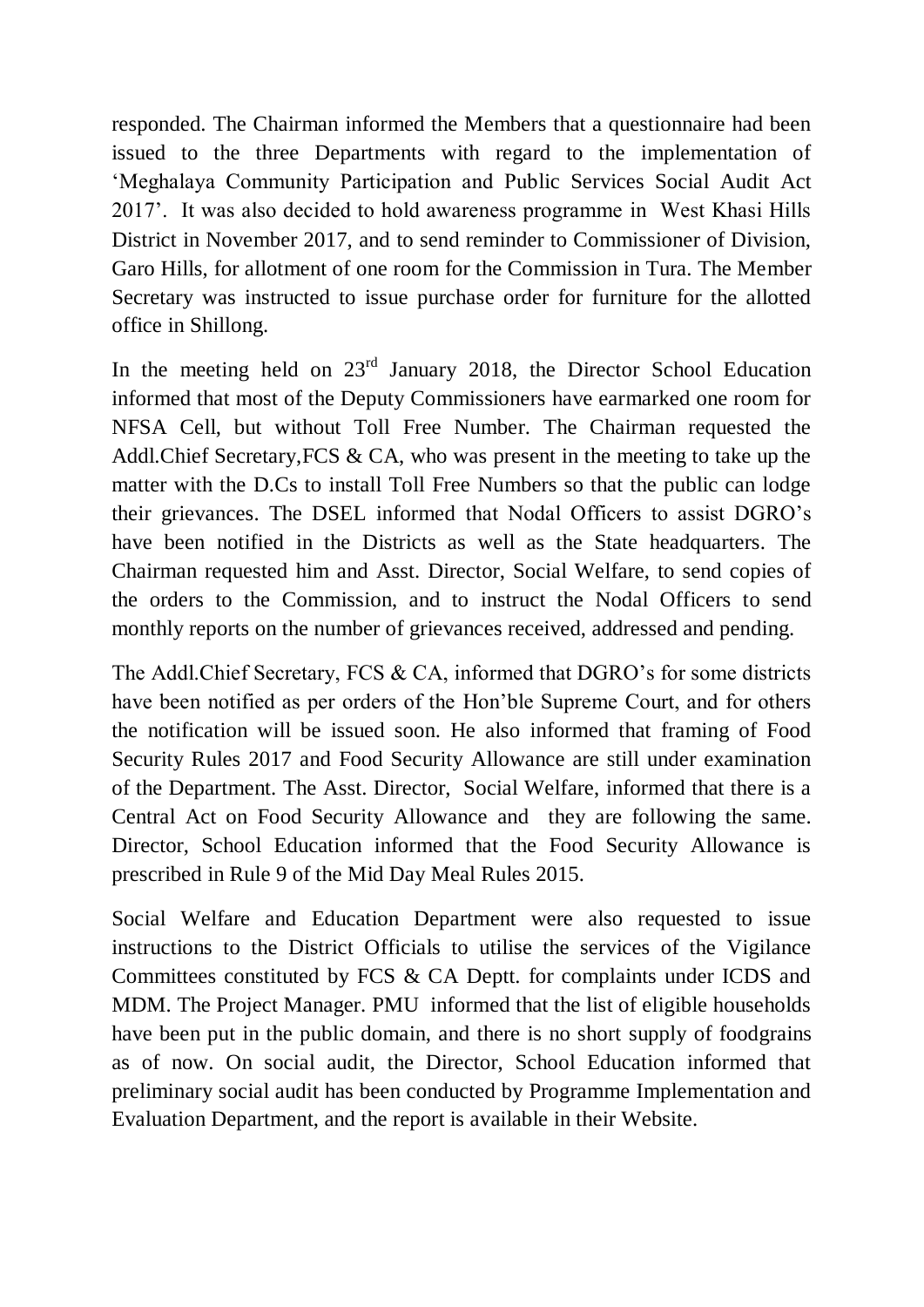responded. The Chairman informed the Members that a questionnaire had been issued to the three Departments with regard to the implementation of 'Meghalaya Community Participation and Public Services Social Audit Act 2017'. It was also decided to hold awareness programme in West Khasi Hills District in November 2017, and to send reminder to Commissioner of Division, Garo Hills, for allotment of one room for the Commission in Tura. The Member Secretary was instructed to issue purchase order for furniture for the allotted office in Shillong.

In the meeting held on 23rd January 2018, the Director School Education informed that most of the Deputy Commissioners have earmarked one room for NFSA Cell, but without Toll Free Number. The Chairman requested the Addl.Chief Secretary,FCS & CA, who was present in the meeting to take up the matter with the D.Cs to install Toll Free Numbers so that the public can lodge their grievances. The DSEL informed that Nodal Officers to assist DGRO's have been notified in the Districts as well as the State headquarters. The Chairman requested him and Asst. Director, Social Welfare, to send copies of the orders to the Commission, and to instruct the Nodal Officers to send monthly reports on the number of grievances received, addressed and pending.

The Addl.Chief Secretary, FCS & CA, informed that DGRO's for some districts have been notified as per orders of the Hon'ble Supreme Court, and for others the notification will be issued soon. He also informed that framing of Food Security Rules 2017 and Food Security Allowance are still under examination of the Department. The Asst. Director, Social Welfare, informed that there is a Central Act on Food Security Allowance and they are following the same. Director, School Education informed that the Food Security Allowance is prescribed in Rule 9 of the Mid Day Meal Rules 2015.

Social Welfare and Education Department were also requested to issue instructions to the District Officials to utilise the services of the Vigilance Committees constituted by FCS & CA Deptt. for complaints under ICDS and MDM. The Project Manager. PMU informed that the list of eligible households have been put in the public domain, and there is no short supply of foodgrains as of now. On social audit, the Director, School Education informed that preliminary social audit has been conducted by Programme Implementation and Evaluation Department, and the report is available in their Website.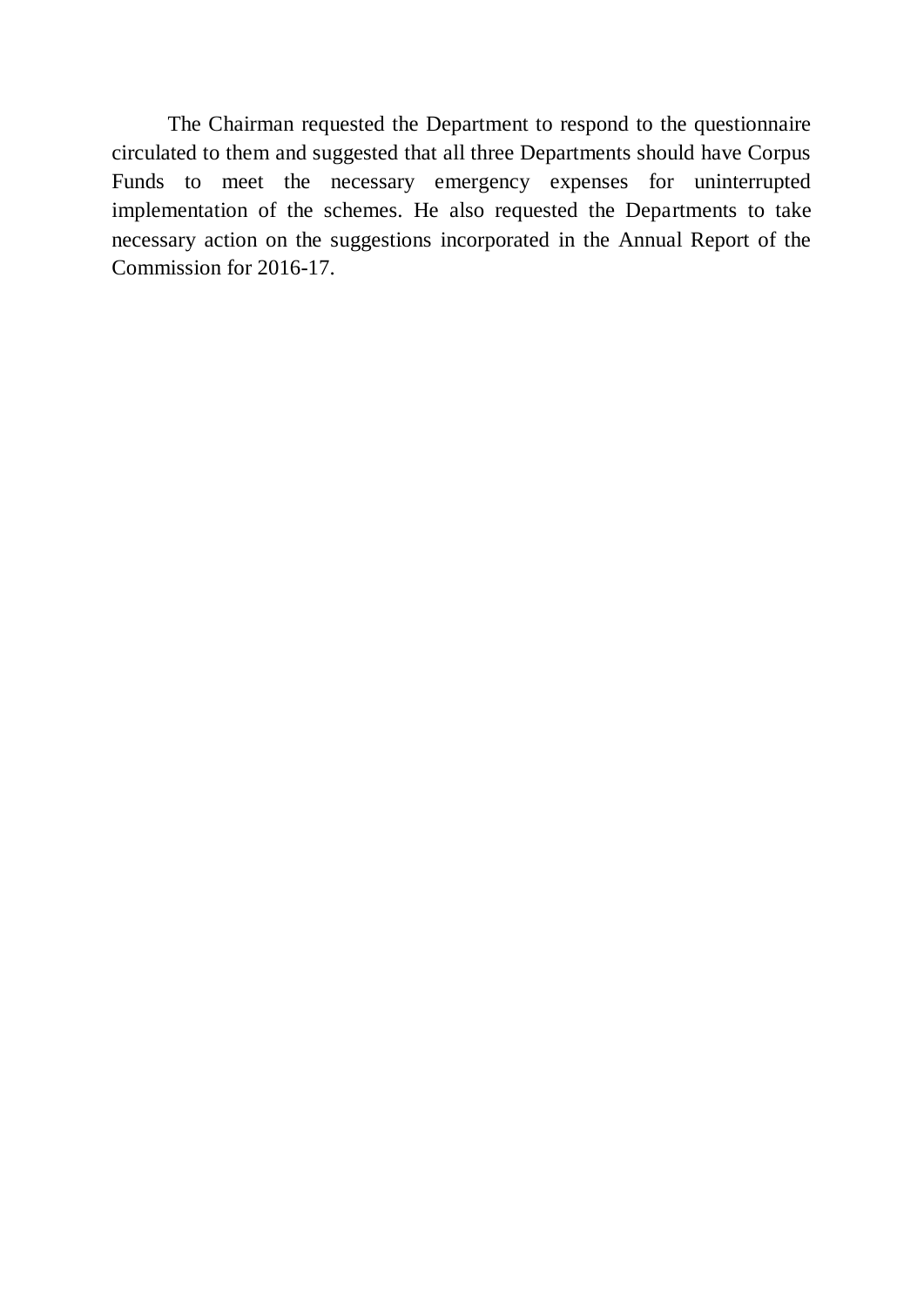The Chairman requested the Department to respond to the questionnaire circulated to them and suggested that all three Departments should have Corpus Funds to meet the necessary emergency expenses for uninterrupted implementation of the schemes. He also requested the Departments to take necessary action on the suggestions incorporated in the Annual Report of the Commission for 2016-17.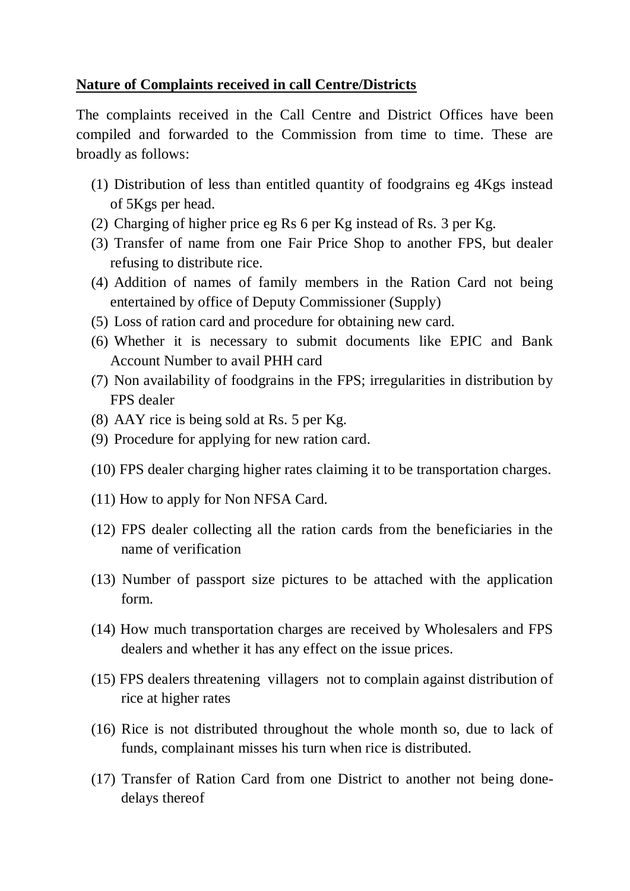**Nature of Complaints received in call Centre/Districts**

The complaints received in the Call Centre and District Offices have been compiled and forwarded to the Commission from time to time. These are broadly as follows:

(1) Distribution of less than entitled quantity of foodgrains eg 4Kgs instead of 5Kgs per head.

(2) Charging of higher price eg Rs 6 per Kg instead of Rs. 3 per Kg.

(3) Transfer of name from one Fair Price Shop to another FPS, but dealer refusing to distribute rice.

(4) Addition of names of family members in the Ration Card not being entertained by office of Deputy Commissioner (Supply)

(5) Loss of ration card and procedure for obtaining new card.

(6) Whether it is necessary to submit documents like EPIC and Bank Account Number to avail PHH card

(7) Non availability of foodgrains in the FPS; irregularities in distribution by FPS dealer

(8) AAY rice is being sold at Rs. 5 per Kg.

(9) Procedure for applying for new ration card.

(10) FPS dealer charging higher rates claiming it to be transportation charges.

(11) How to apply for Non NFSA Card.

(12) FPS dealer collecting all the ration cards from the beneficiaries in the name of verification

(13) Number of passport size pictures to be attached with the application form.

(14) How much transportation charges are received by Wholesalers and FPS dealers and whether it has any effect on the issue prices.

(15) FPS dealers threatening villagers not to complain against distribution of rice at higher rates

(16) Rice is not distributed throughout the whole month so, due to lack of funds, complainant misses his turn when rice is distributed.

(17) Transfer of Ration Card from one District to another not being done- delays thereof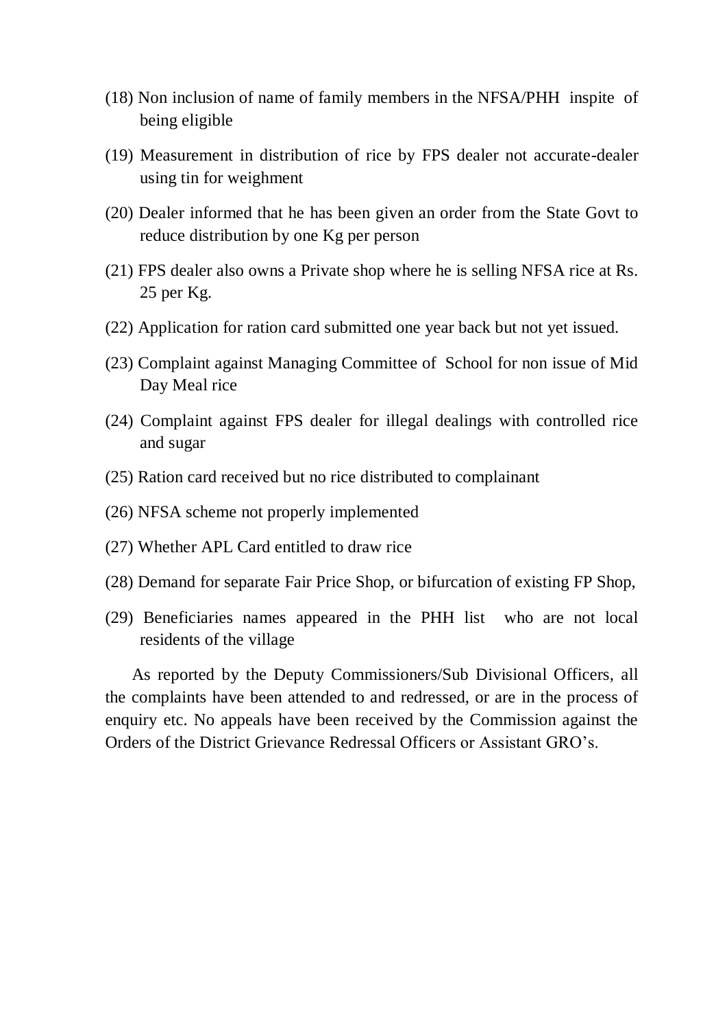(18) Non inclusion of name of family members in the NFSA/PHH inspite of being eligible

(19) Measurement in distribution of rice by FPS dealer not accurate-dealer using tin for weighment

(20) Dealer informed that he has been given an order from the State Govt to reduce distribution by one Kg per person

(21) FPS dealer also owns a Private shop where he is selling NFSA rice at Rs. 25 per Kg.

(22) Application for ration card submitted one year back but not yet issued.

(23) Complaint against Managing Committee of School for non issue of Mid Day Meal rice

(24) Complaint against FPS dealer for illegal dealings with controlled rice and sugar

(25) Ration card received but no rice distributed to complainant

(26) NFSA scheme not properly implemented

(27) Whether APL Card entitled to draw rice

(28) Demand for separate Fair Price Shop, or bifurcation of existing FP Shop,

(29) Beneficiaries names appeared in the PHH list who are not local residents of the village

As reported by the Deputy Commissioners/Sub Divisional Officers, all the complaints have been attended to and redressed, or are in the process of enquiry etc. No appeals have been received by the Commission against the Orders of the District Grievance Redressal Officers or Assistant GRO's.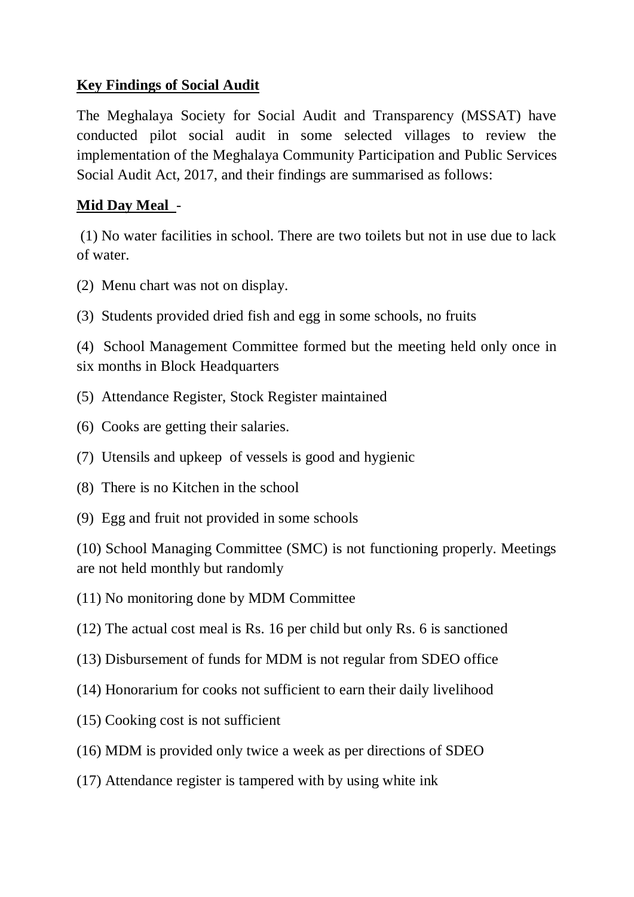**Key Findings of Social Audit**

The Meghalaya Society for Social Audit and Transparency (MSSAT) have conducted pilot social audit in some selected villages to review the implementation of the Meghalaya Community Participation and Public Services Social Audit Act, 2017, and their findings are summarised as follows:

**Mid Day Meal** -

(1) No water facilities in school. There are two toilets but not in use due to lack of water.

(2) Menu chart was not on display.

(3) Students provided dried fish and egg in some schools, no fruits

(4) School Management Committee formed but the meeting held only once in six months in Block Headquarters

(5) Attendance Register, Stock Register maintained

(6) Cooks are getting their salaries.

(7) Utensils and upkeep of vessels is good and hygienic

(8) There is no Kitchen in the school

(9) Egg and fruit not provided in some schools

(10) School Managing Committee (SMC) is not functioning properly. Meetings are not held monthly but randomly

(11) No monitoring done by MDM Committee

(12) The actual cost meal is Rs. 16 per child but only Rs. 6 is sanctioned

(13) Disbursement of funds for MDM is not regular from SDEO office

(14) Honorarium for cooks not sufficient to earn their daily livelihood

(15) Cooking cost is not sufficient

(16) MDM is provided only twice a week as per directions of SDEO

(17) Attendance register is tampered with by using white ink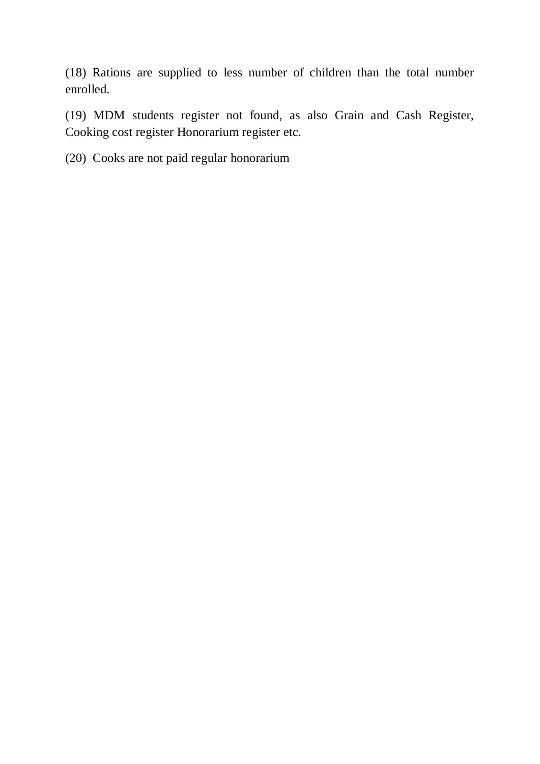(18) Rations are supplied to less number of children than the total number enrolled.

(19) MDM students register not found, as also Grain and Cash Register, Cooking cost register Honorarium register etc.

(20) Cooks are not paid regular honorarium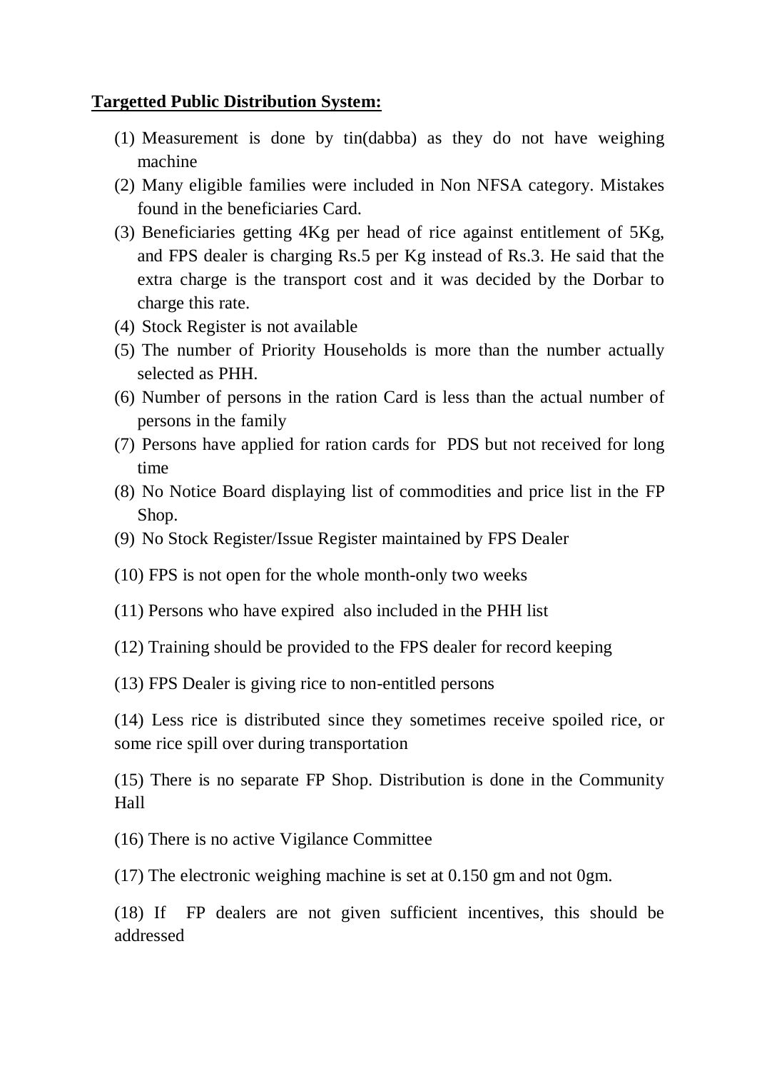**Targetted Public Distribution System:**

(1) Measurement is done by tin(dabba) as they do not have weighing machine

(2) Many eligible families were included in Non NFSA category. Mistakes found in the beneficiaries Card.

(3) Beneficiaries getting 4Kg per head of rice against entitlement of 5Kg, and FPS dealer is charging Rs.5 per Kg instead of Rs.3. He said that the extra charge is the transport cost and it was decided by the Dorbar to charge this rate.

(4) Stock Register is not available

(5) The number of Priority Households is more than the number actually selected as PHH.

(6) Number of persons in the ration Card is less than the actual number of persons in the family

(7) Persons have applied for ration cards for PDS but not received for long time

(8) No Notice Board displaying list of commodities and price list in the FP Shop.

(9) No Stock Register/Issue Register maintained by FPS Dealer

(10) FPS is not open for the whole month-only two weeks

(11) Persons who have expired also included in the PHH list

(12) Training should be provided to the FPS dealer for record keeping

(13) FPS Dealer is giving rice to non-entitled persons

(14) Less rice is distributed since they sometimes receive spoiled rice, or some rice spill over during transportation

(15) There is no separate FP Shop. Distribution is done in the Community Hall

(16) There is no active Vigilance Committee

(17) The electronic weighing machine is set at 0.150 gm and not 0gm.

(18) If FP dealers are not given sufficient incentives, this should be addressed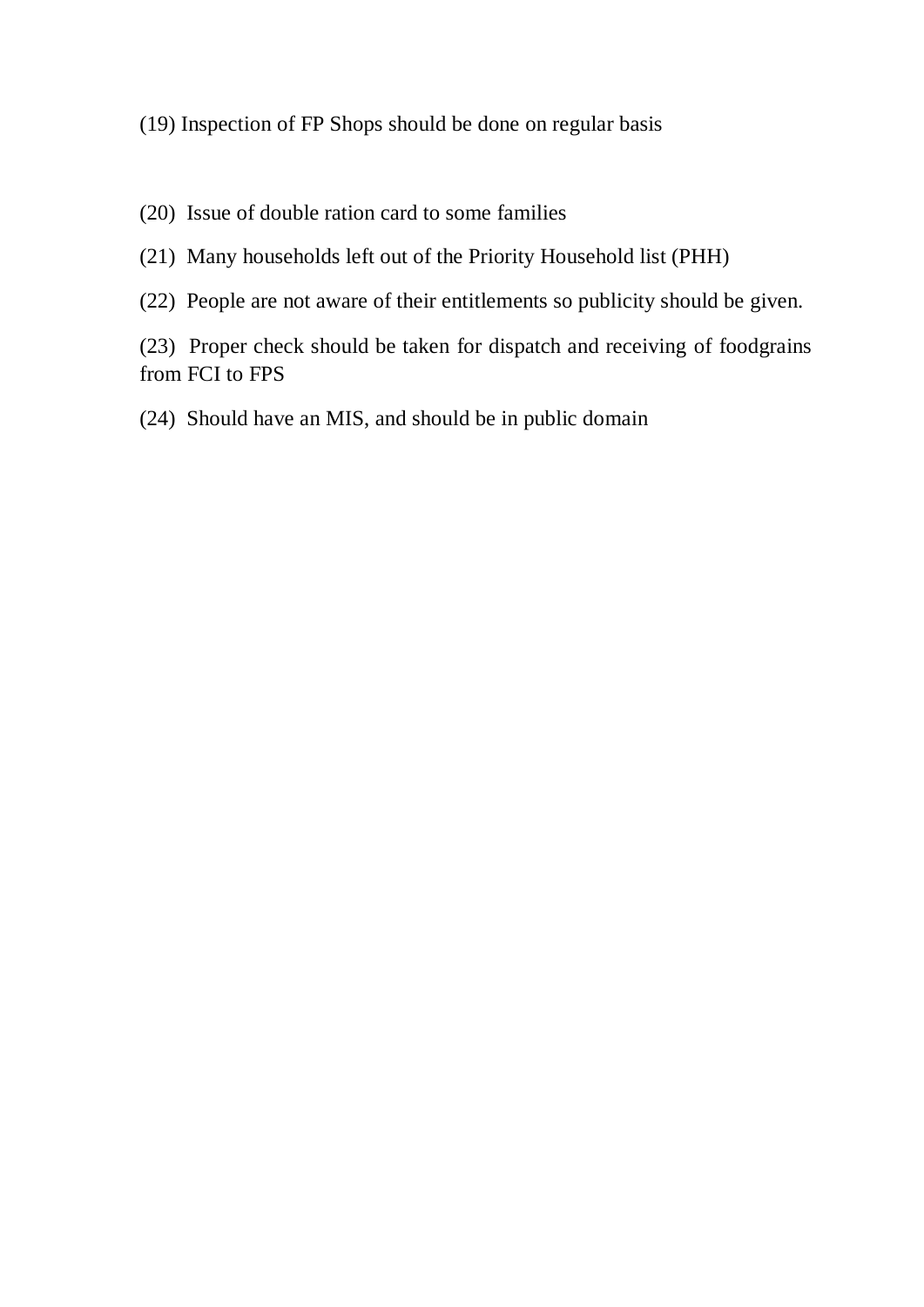(19) Inspection of FP Shops should be done on regular basis

(20) Issue of double ration card to some families

(21) Many households left out of the Priority Household list (PHH)

(22) People are not aware of their entitlements so publicity should be given.

(23) Proper check should be taken for dispatch and receiving of foodgrains from FCI to FPS

(24) Should have an MIS, and should be in public domain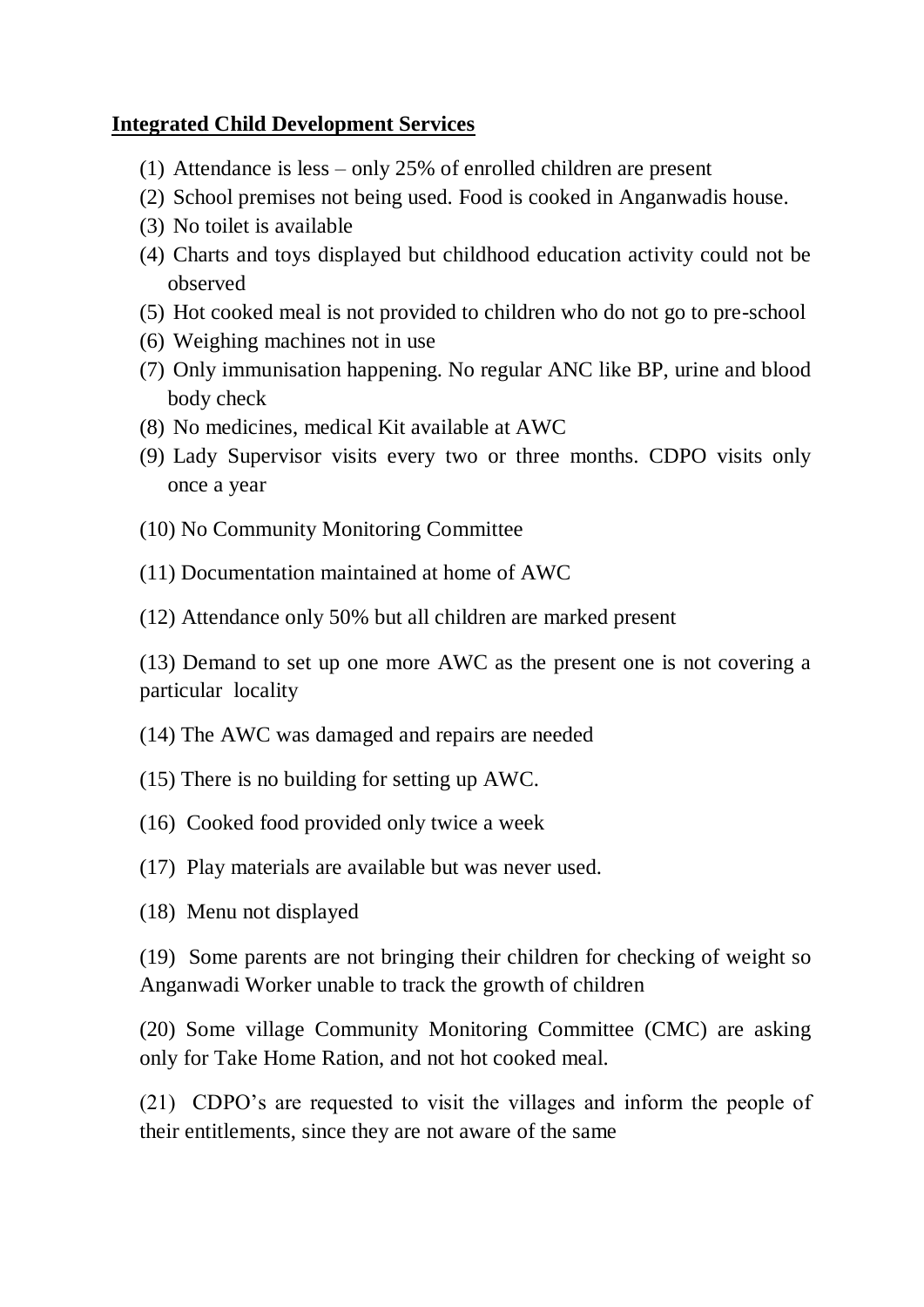**Integrated Child Development Services**

(1) Attendance is less – only 25% of enrolled children are present
(2) School premises not being used. Food is cooked in Anganwadis house.
(3) No toilet is available
(4) Charts and toys displayed but childhood education activity could not be observed
(5) Hot cooked meal is not provided to children who do not go to pre-school
(6) Weighing machines not in use
(7) Only immunisation happening. No regular ANC like BP, urine and blood body check
(8) No medicines, medical Kit available at AWC
(9) Lady Supervisor visits every two or three months. CDPO visits only once a year

(10) No Community Monitoring Committee

(11) Documentation maintained at home of AWC

(12) Attendance only 50% but all children are marked present

(13) Demand to set up one more AWC as the present one is not covering a particular locality

(14) The AWC was damaged and repairs are needed

(15) There is no building for setting up AWC.

(16) Cooked food provided only twice a week

(17) Play materials are available but was never used.

(18) Menu not displayed

(19) Some parents are not bringing their children for checking of weight so Anganwadi Worker unable to track the growth of children

(20) Some village Community Monitoring Committee (CMC) are asking only for Take Home Ration, and not hot cooked meal.

(21) CDPO's are requested to visit the villages and inform the people of their entitlements, since they are not aware of the same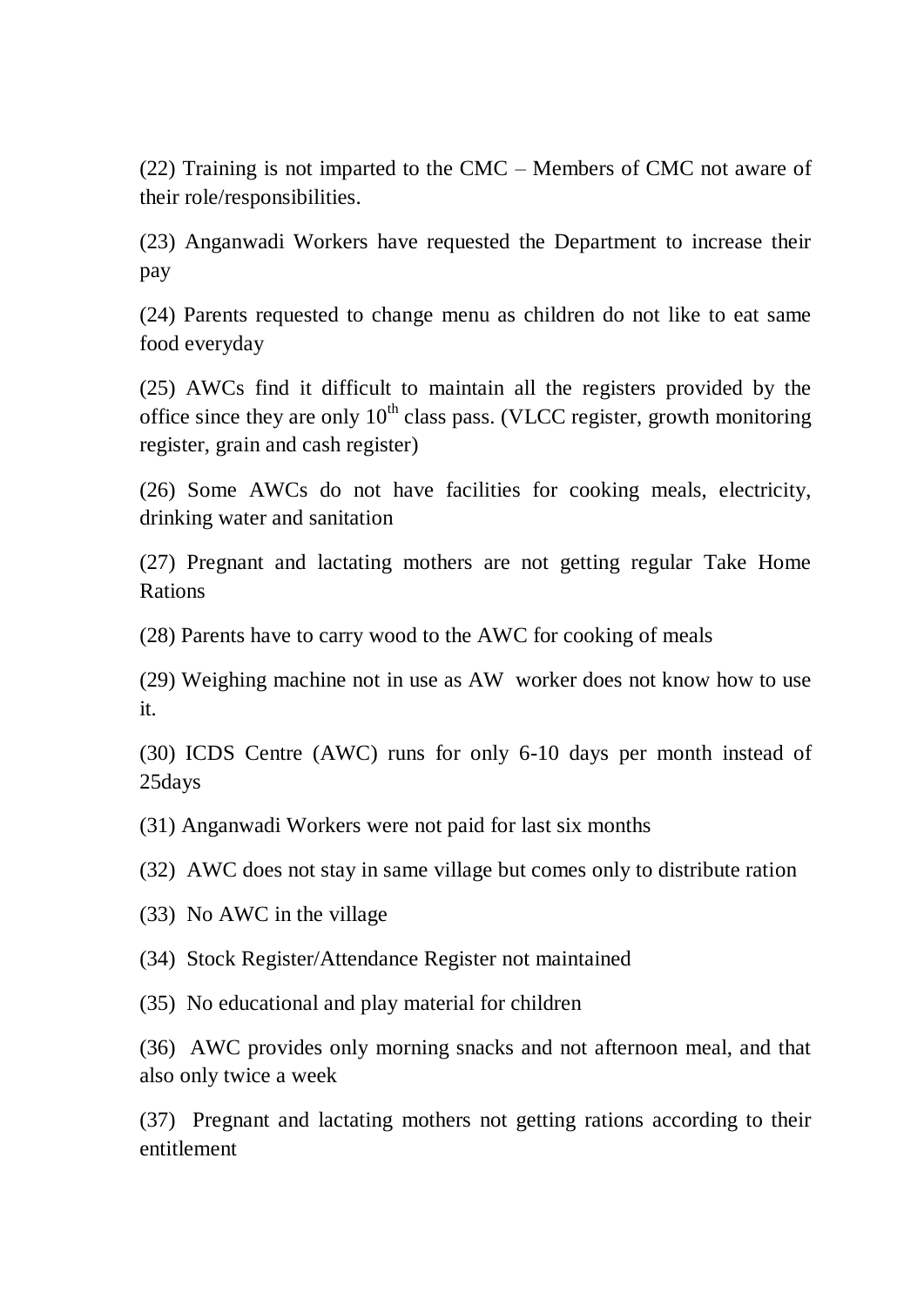(22) Training is not imparted to the CMC – Members of CMC not aware of their role/responsibilities.

(23) Anganwadi Workers have requested the Department to increase their pay

(24) Parents requested to change menu as children do not like to eat same food everyday

(25) AWCs find it difficult to maintain all the registers provided by the office since they are only 10th class pass. (VLCC register, growth monitoring register, grain and cash register)

(26) Some AWCs do not have facilities for cooking meals, electricity, drinking water and sanitation

(27) Pregnant and lactating mothers are not getting regular Take Home Rations

(28) Parents have to carry wood to the AWC for cooking of meals

(29) Weighing machine not in use as AW worker does not know how to use it.

(30) ICDS Centre (AWC) runs for only 6-10 days per month instead of 25days

(31) Anganwadi Workers were not paid for last six months

(32) AWC does not stay in same village but comes only to distribute ration

(33) No AWC in the village

(34) Stock Register/Attendance Register not maintained

(35) No educational and play material for children

(36) AWC provides only morning snacks and not afternoon meal, and that also only twice a week

(37) Pregnant and lactating mothers not getting rations according to their entitlement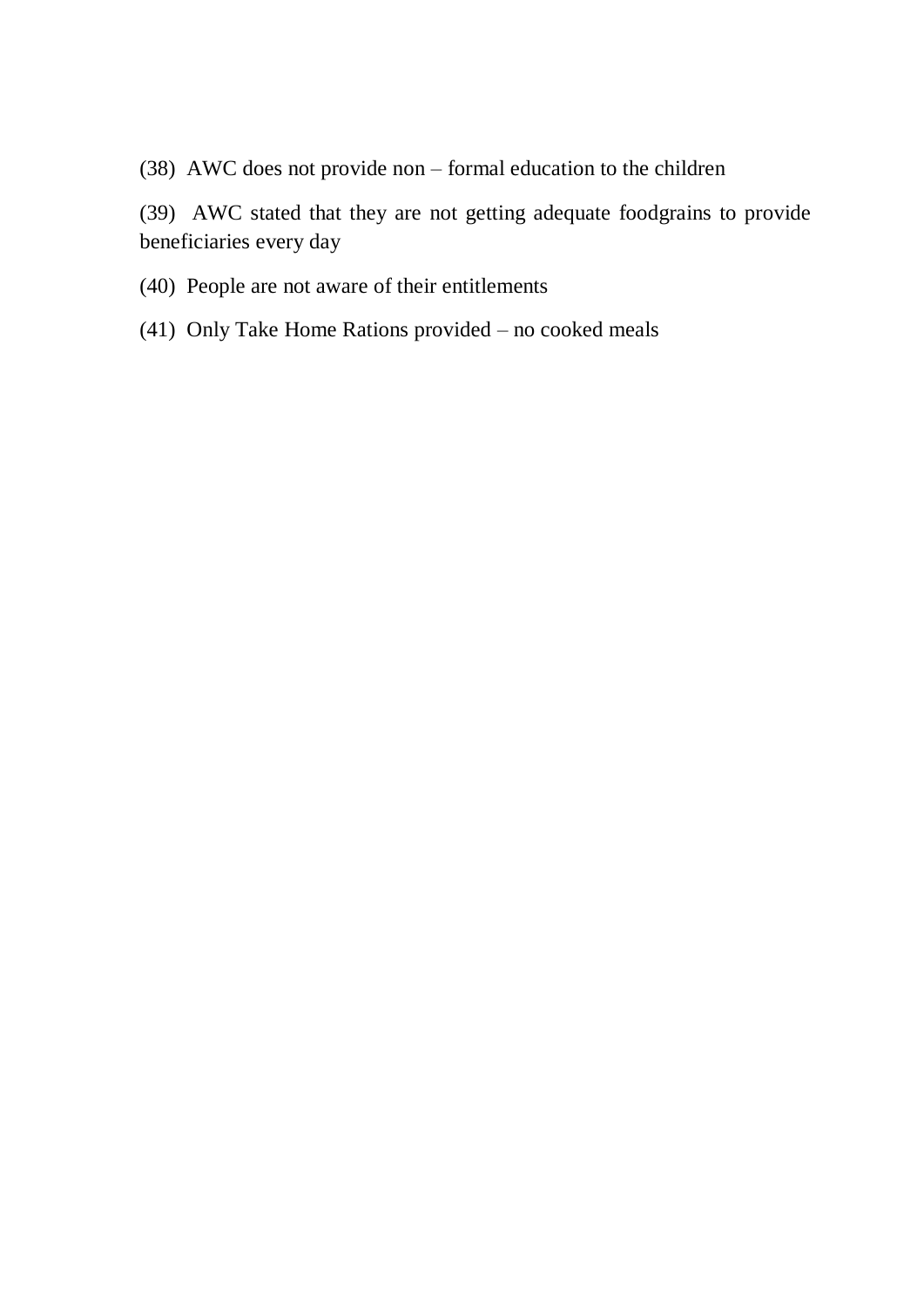(38) AWC does not provide non – formal education to the children

(39) AWC stated that they are not getting adequate foodgrains to provide beneficiaries every day

(40) People are not aware of their entitlements

(41) Only Take Home Rations provided – no cooked meals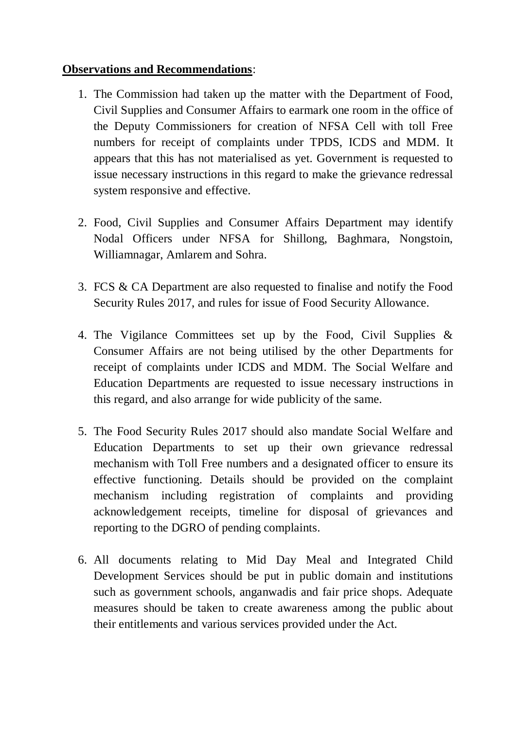**Observations and Recommendations**:

1. The Commission had taken up the matter with the Department of Food, Civil Supplies and Consumer Affairs to earmark one room in the office of the Deputy Commissioners for creation of NFSA Cell with toll Free numbers for receipt of complaints under TPDS, ICDS and MDM. It appears that this has not materialised as yet. Government is requested to issue necessary instructions in this regard to make the grievance redressal system responsive and effective.

2. Food, Civil Supplies and Consumer Affairs Department may identify Nodal Officers under NFSA for Shillong, Baghmara, Nongstoin, Williamnagar, Amlarem and Sohra.

3. FCS & CA Department are also requested to finalise and notify the Food Security Rules 2017, and rules for issue of Food Security Allowance.

4. The Vigilance Committees set up by the Food, Civil Supplies & Consumer Affairs are not being utilised by the other Departments for receipt of complaints under ICDS and MDM. The Social Welfare and Education Departments are requested to issue necessary instructions in this regard, and also arrange for wide publicity of the same.

5. The Food Security Rules 2017 should also mandate Social Welfare and Education Departments to set up their own grievance redressal mechanism with Toll Free numbers and a designated officer to ensure its effective functioning. Details should be provided on the complaint mechanism including registration of complaints and providing acknowledgement receipts, timeline for disposal of grievances and reporting to the DGRO of pending complaints.

6. All documents relating to Mid Day Meal and Integrated Child Development Services should be put in public domain and institutions such as government schools, anganwadis and fair price shops. Adequate measures should be taken to create awareness among the public about their entitlements and various services provided under the Act.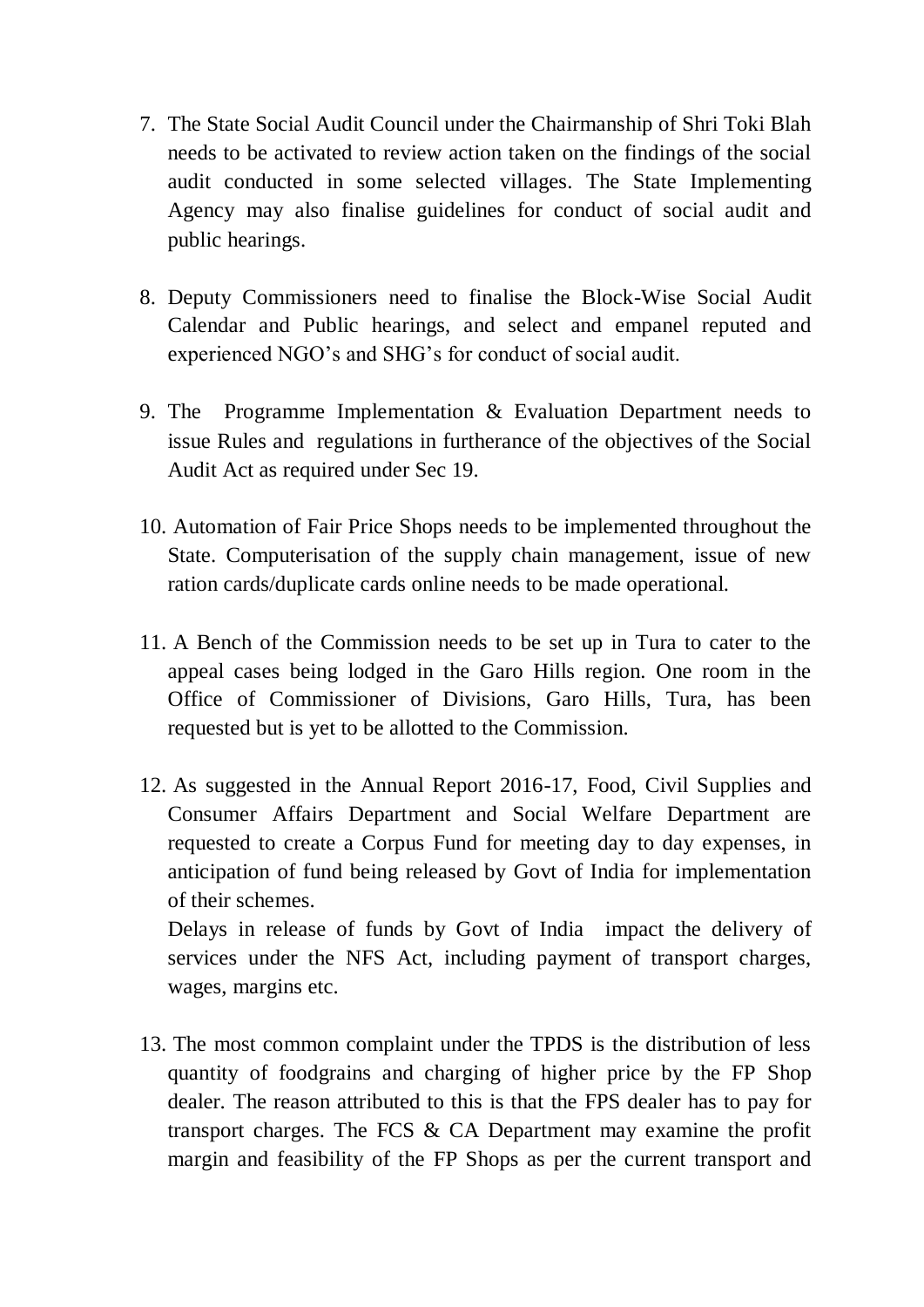7. The State Social Audit Council under the Chairmanship of Shri Toki Blah needs to be activated to review action taken on the findings of the social audit conducted in some selected villages. The State Implementing Agency may also finalise guidelines for conduct of social audit and public hearings.

8. Deputy Commissioners need to finalise the Block-Wise Social Audit Calendar and Public hearings, and select and empanel reputed and experienced NGO's and SHG's for conduct of social audit.

9. The Programme Implementation & Evaluation Department needs to issue Rules and regulations in furtherance of the objectives of the Social Audit Act as required under Sec 19.

10. Automation of Fair Price Shops needs to be implemented throughout the State. Computerisation of the supply chain management, issue of new ration cards/duplicate cards online needs to be made operational.

11. A Bench of the Commission needs to be set up in Tura to cater to the appeal cases being lodged in the Garo Hills region. One room in the Office of Commissioner of Divisions, Garo Hills, Tura, has been requested but is yet to be allotted to the Commission.

12. As suggested in the Annual Report 2016-17, Food, Civil Supplies and Consumer Affairs Department and Social Welfare Department are requested to create a Corpus Fund for meeting day to day expenses, in anticipation of fund being released by Govt of India for implementation of their schemes.

    Delays in release of funds by Govt of India impact the delivery of services under the NFS Act, including payment of transport charges, wages, margins etc.

13. The most common complaint under the TPDS is the distribution of less quantity of foodgrains and charging of higher price by the FP Shop dealer. The reason attributed to this is that the FPS dealer has to pay for transport charges. The FCS & CA Department may examine the profit margin and feasibility of the FP Shops as per the current transport and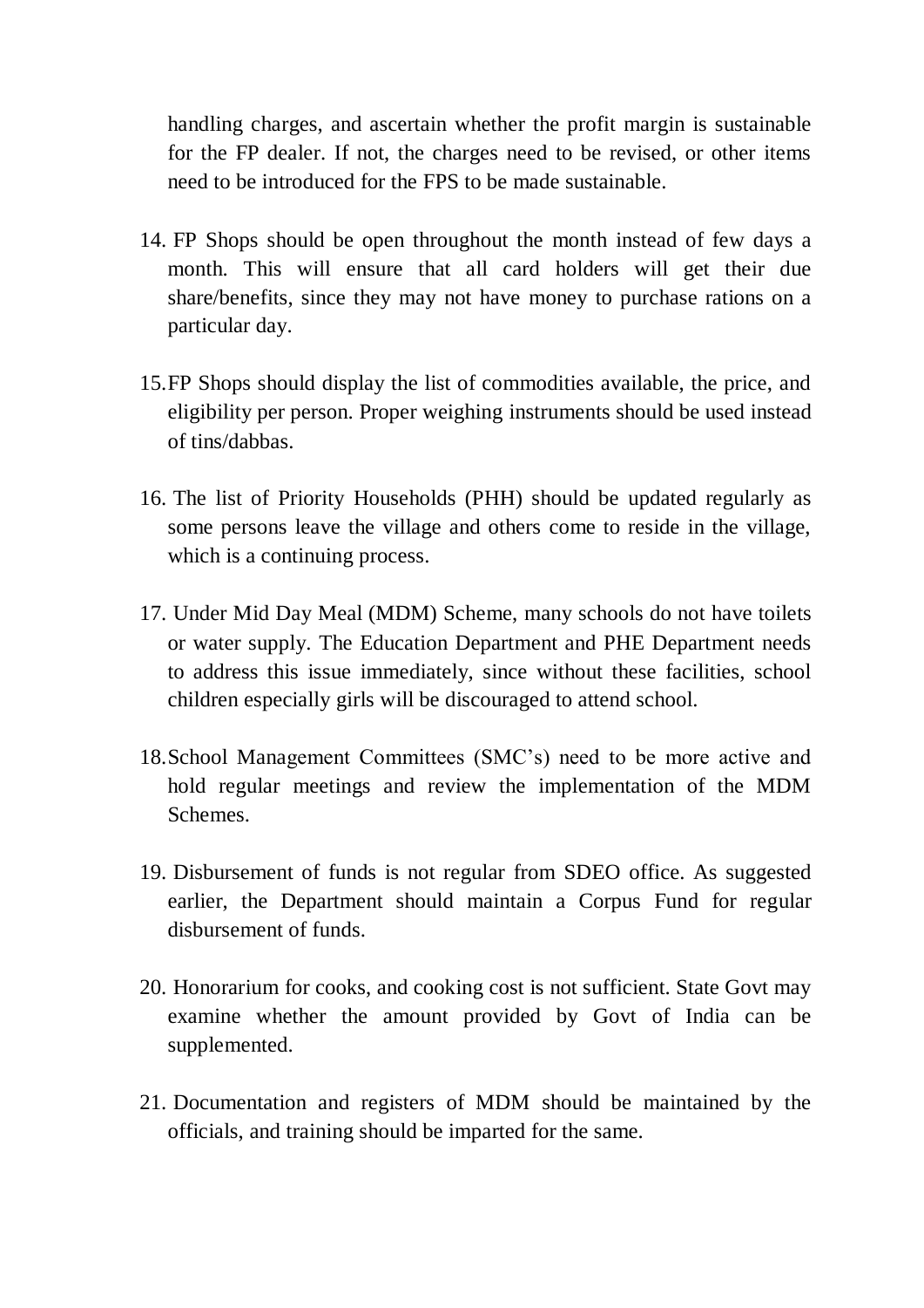handling charges, and ascertain whether the profit margin is sustainable for the FP dealer. If not, the charges need to be revised, or other items need to be introduced for the FPS to be made sustainable.

14. FP Shops should be open throughout the month instead of few days a month. This will ensure that all card holders will get their due share/benefits, since they may not have money to purchase rations on a particular day.

15. FP Shops should display the list of commodities available, the price, and eligibility per person. Proper weighing instruments should be used instead of tins/dabbas.

16. The list of Priority Households (PHH) should be updated regularly as some persons leave the village and others come to reside in the village, which is a continuing process.

17. Under Mid Day Meal (MDM) Scheme, many schools do not have toilets or water supply. The Education Department and PHE Department needs to address this issue immediately, since without these facilities, school children especially girls will be discouraged to attend school.

18. School Management Committees (SMC's) need to be more active and hold regular meetings and review the implementation of the MDM Schemes.

19. Disbursement of funds is not regular from SDEO office. As suggested earlier, the Department should maintain a Corpus Fund for regular disbursement of funds.

20. Honorarium for cooks, and cooking cost is not sufficient. State Govt may examine whether the amount provided by Govt of India can be supplemented.

21. Documentation and registers of MDM should be maintained by the officials, and training should be imparted for the same.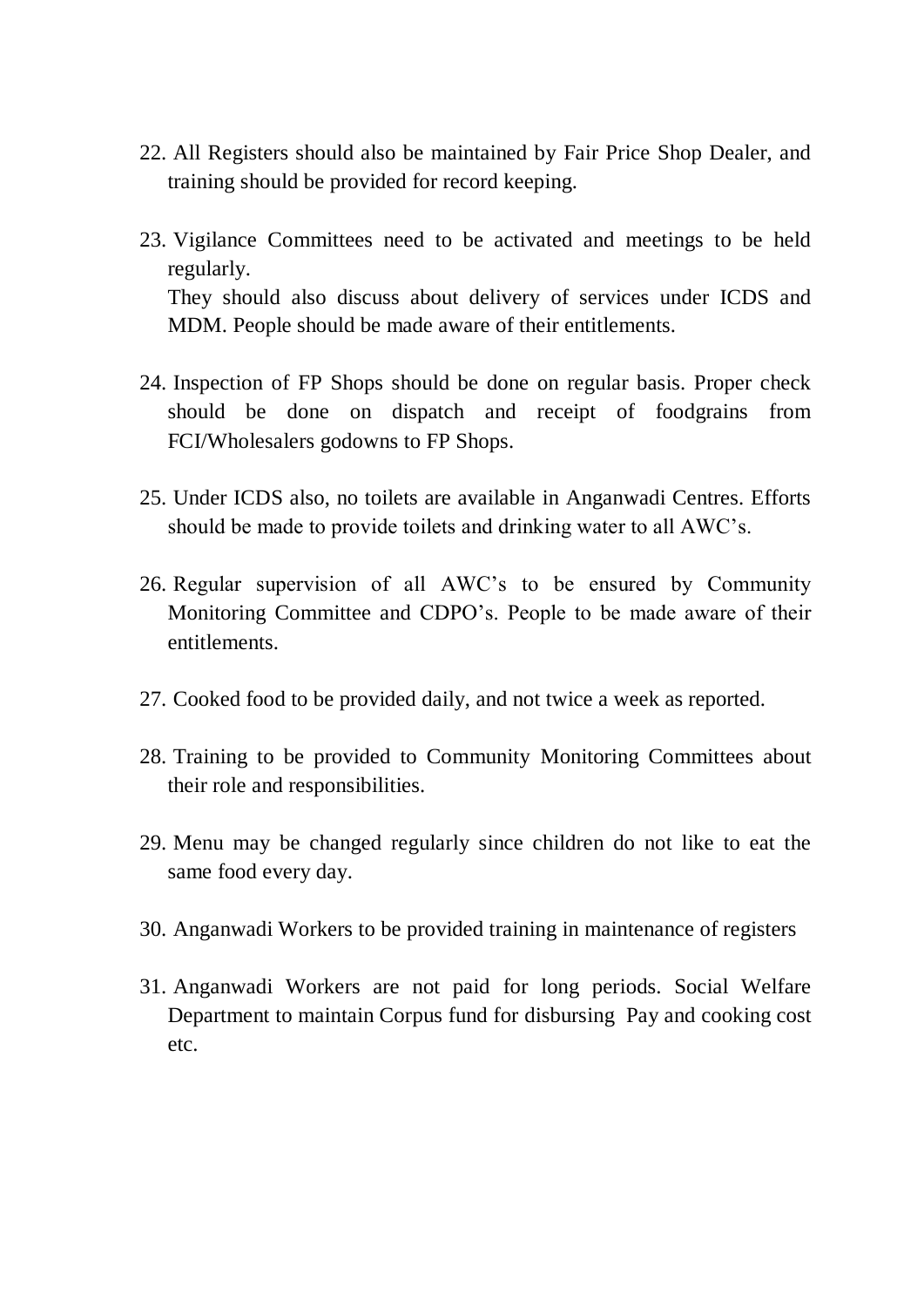22. All Registers should also be maintained by Fair Price Shop Dealer, and training should be provided for record keeping.

23. Vigilance Committees need to be activated and meetings to be held regularly.
    They should also discuss about delivery of services under ICDS and MDM. People should be made aware of their entitlements.

24. Inspection of FP Shops should be done on regular basis. Proper check should be done on dispatch and receipt of foodgrains from FCI/Wholesalers godowns to FP Shops.

25. Under ICDS also, no toilets are available in Anganwadi Centres. Efforts should be made to provide toilets and drinking water to all AWC's.

26. Regular supervision of all AWC's to be ensured by Community Monitoring Committee and CDPO's. People to be made aware of their entitlements.

27. Cooked food to be provided daily, and not twice a week as reported.

28. Training to be provided to Community Monitoring Committees about their role and responsibilities.

29. Menu may be changed regularly since children do not like to eat the same food every day.

30. Anganwadi Workers to be provided training in maintenance of registers

31. Anganwadi Workers are not paid for long periods. Social Welfare Department to maintain Corpus fund for disbursing Pay and cooking cost etc.